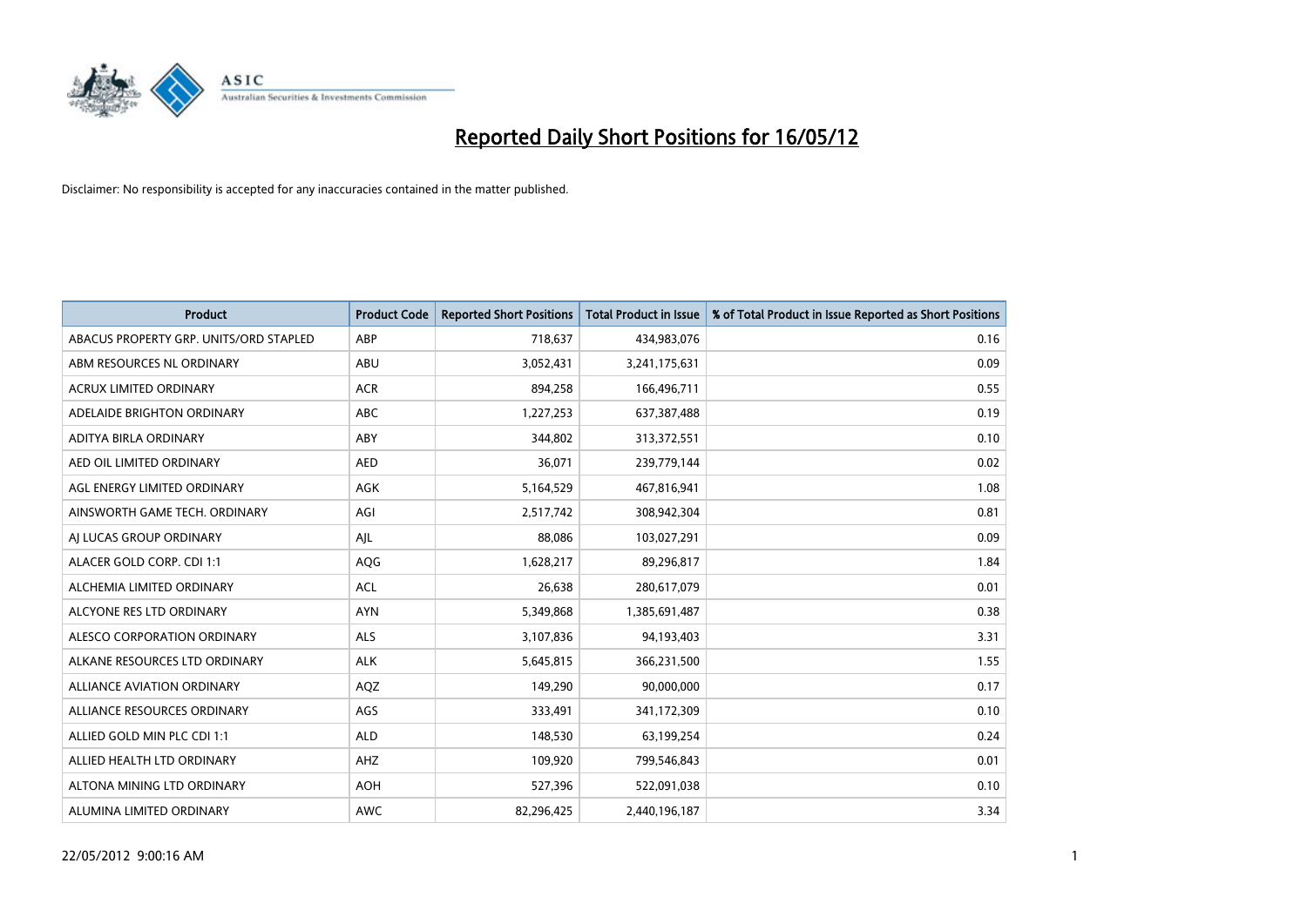# Reported Daily Short Positions for 16/05/12

Disclaimer: No responsibility is accepted for any inaccuracies contained in the matter published.

| Product | Product Code | Reported Short Positions | Total Product in Issue | % of Total Product in Issue Reported as Short Positions |
|---|---|---|---|---|
| ABACUS PROPERTY GRP. UNITS/ORD STAPLED | ABP | 718,637 | 434,983,076 | 0.16 |
| ABM RESOURCES NL ORDINARY | ABU | 3,052,431 | 3,241,175,631 | 0.09 |
| ACRUX LIMITED ORDINARY | ACR | 894,258 | 166,496,711 | 0.55 |
| ADELAIDE BRIGHTON ORDINARY | ABC | 1,227,253 | 637,387,488 | 0.19 |
| ADITYA BIRLA ORDINARY | ABY | 344,802 | 313,372,551 | 0.10 |
| AED OIL LIMITED ORDINARY | AED | 36,071 | 239,779,144 | 0.02 |
| AGL ENERGY LIMITED ORDINARY | AGK | 5,164,529 | 467,816,941 | 1.08 |
| AINSWORTH GAME TECH. ORDINARY | AGI | 2,517,742 | 308,942,304 | 0.81 |
| AJ LUCAS GROUP ORDINARY | AJL | 88,086 | 103,027,291 | 0.09 |
| ALACER GOLD CORP. CDI 1:1 | AQG | 1,628,217 | 89,296,817 | 1.84 |
| ALCHEMIA LIMITED ORDINARY | ACL | 26,638 | 280,617,079 | 0.01 |
| ALCYONE RES LTD ORDINARY | AYN | 5,349,868 | 1,385,691,487 | 0.38 |
| ALESCO CORPORATION ORDINARY | ALS | 3,107,836 | 94,193,403 | 3.31 |
| ALKANE RESOURCES LTD ORDINARY | ALK | 5,645,815 | 366,231,500 | 1.55 |
| ALLIANCE AVIATION ORDINARY | AQZ | 149,290 | 90,000,000 | 0.17 |
| ALLIANCE RESOURCES ORDINARY | AGS | 333,491 | 341,172,309 | 0.10 |
| ALLIED GOLD MIN PLC CDI 1:1 | ALD | 148,530 | 63,199,254 | 0.24 |
| ALLIED HEALTH LTD ORDINARY | AHZ | 109,920 | 799,546,843 | 0.01 |
| ALTONA MINING LTD ORDINARY | AOH | 527,396 | 522,091,038 | 0.10 |
| ALUMINA LIMITED ORDINARY | AWC | 82,296,425 | 2,440,196,187 | 3.34 |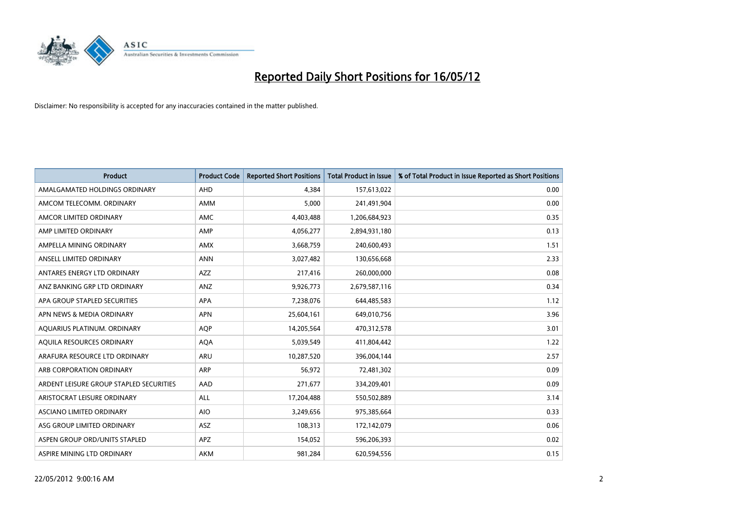# Reported Daily Short Positions for 16/05/12

Disclaimer: No responsibility is accepted for any inaccuracies contained in the matter published.

| Product | Product Code | Reported Short Positions | Total Product in Issue | % of Total Product in Issue Reported as Short Positions |
|---|---|---|---|---|
| AMALGAMATED HOLDINGS ORDINARY | AHD | 4,384 | 157,613,022 | 0.00 |
| AMCOM TELECOMM. ORDINARY | AMM | 5,000 | 241,491,904 | 0.00 |
| AMCOR LIMITED ORDINARY | AMC | 4,403,488 | 1,206,684,923 | 0.35 |
| AMP LIMITED ORDINARY | AMP | 4,056,277 | 2,894,931,180 | 0.13 |
| AMPELLA MINING ORDINARY | AMX | 3,668,759 | 240,600,493 | 1.51 |
| ANSELL LIMITED ORDINARY | ANN | 3,027,482 | 130,656,668 | 2.33 |
| ANTARES ENERGY LTD ORDINARY | AZZ | 217,416 | 260,000,000 | 0.08 |
| ANZ BANKING GRP LTD ORDINARY | ANZ | 9,926,773 | 2,679,587,116 | 0.34 |
| APA GROUP STAPLED SECURITIES | APA | 7,238,076 | 644,485,583 | 1.12 |
| APN NEWS & MEDIA ORDINARY | APN | 25,604,161 | 649,010,756 | 3.96 |
| AQUARIUS PLATINUM. ORDINARY | AQP | 14,205,564 | 470,312,578 | 3.01 |
| AQUILA RESOURCES ORDINARY | AQA | 5,039,549 | 411,804,442 | 1.22 |
| ARAFURA RESOURCE LTD ORDINARY | ARU | 10,287,520 | 396,004,144 | 2.57 |
| ARB CORPORATION ORDINARY | ARP | 56,972 | 72,481,302 | 0.09 |
| ARDENT LEISURE GROUP STAPLED SECURITIES | AAD | 271,677 | 334,209,401 | 0.09 |
| ARISTOCRAT LEISURE ORDINARY | ALL | 17,204,488 | 550,502,889 | 3.14 |
| ASCIANO LIMITED ORDINARY | AIO | 3,249,656 | 975,385,664 | 0.33 |
| ASG GROUP LIMITED ORDINARY | ASZ | 108,313 | 172,142,079 | 0.06 |
| ASPEN GROUP ORD/UNITS STAPLED | APZ | 154,052 | 596,206,393 | 0.02 |
| ASPIRE MINING LTD ORDINARY | AKM | 981,284 | 620,594,556 | 0.15 |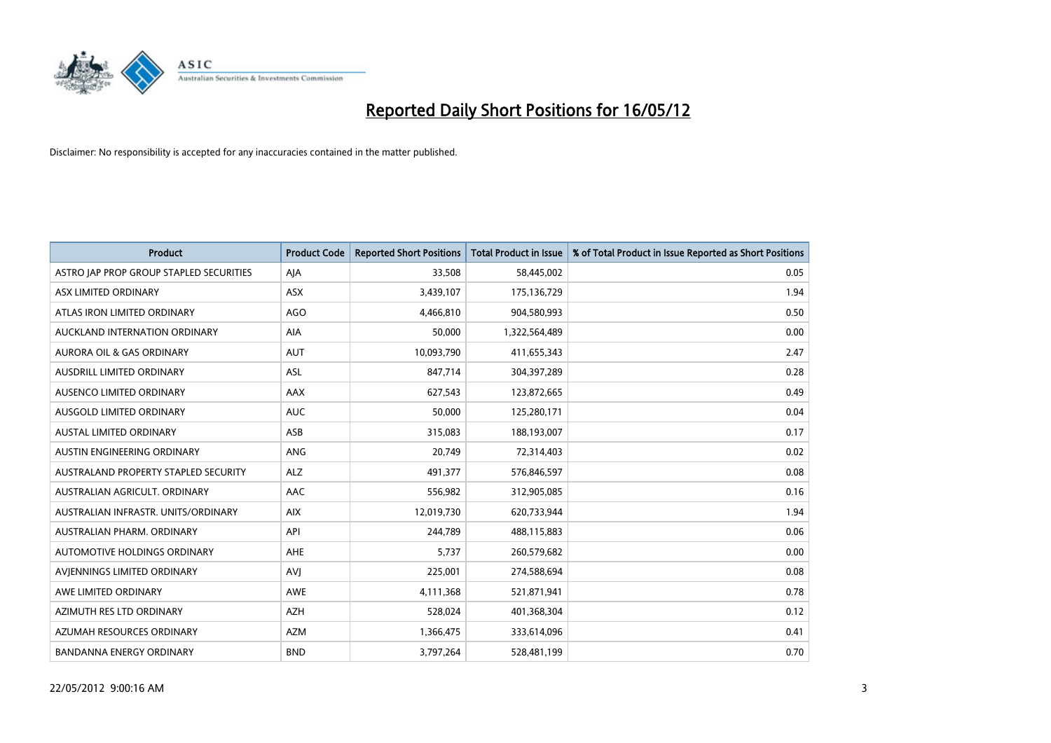# Reported Daily Short Positions for 16/05/12

Disclaimer: No responsibility is accepted for any inaccuracies contained in the matter published.

| Product | Product Code | Reported Short Positions | Total Product in Issue | % of Total Product in Issue Reported as Short Positions |
|---|---|---|---|---|
| ASTRO JAP PROP GROUP STAPLED SECURITIES | AJA | 33,508 | 58,445,002 | 0.05 |
| ASX LIMITED ORDINARY | ASX | 3,439,107 | 175,136,729 | 1.94 |
| ATLAS IRON LIMITED ORDINARY | AGO | 4,466,810 | 904,580,993 | 0.50 |
| AUCKLAND INTERNATION ORDINARY | AIA | 50,000 | 1,322,564,489 | 0.00 |
| AURORA OIL & GAS ORDINARY | AUT | 10,093,790 | 411,655,343 | 2.47 |
| AUSDRILL LIMITED ORDINARY | ASL | 847,714 | 304,397,289 | 0.28 |
| AUSENCO LIMITED ORDINARY | AAX | 627,543 | 123,872,665 | 0.49 |
| AUSGOLD LIMITED ORDINARY | AUC | 50,000 | 125,280,171 | 0.04 |
| AUSTAL LIMITED ORDINARY | ASB | 315,083 | 188,193,007 | 0.17 |
| AUSTIN ENGINEERING ORDINARY | ANG | 20,749 | 72,314,403 | 0.02 |
| AUSTRALAND PROPERTY STAPLED SECURITY | ALZ | 491,377 | 576,846,597 | 0.08 |
| AUSTRALIAN AGRICULT. ORDINARY | AAC | 556,982 | 312,905,085 | 0.16 |
| AUSTRALIAN INFRASTR. UNITS/ORDINARY | AIX | 12,019,730 | 620,733,944 | 1.94 |
| AUSTRALIAN PHARM. ORDINARY | API | 244,789 | 488,115,883 | 0.06 |
| AUTOMOTIVE HOLDINGS ORDINARY | AHE | 5,737 | 260,579,682 | 0.00 |
| AVJENNINGS LIMITED ORDINARY | AVJ | 225,001 | 274,588,694 | 0.08 |
| AWE LIMITED ORDINARY | AWE | 4,111,368 | 521,871,941 | 0.78 |
| AZIMUTH RES LTD ORDINARY | AZH | 528,024 | 401,368,304 | 0.12 |
| AZUMAH RESOURCES ORDINARY | AZM | 1,366,475 | 333,614,096 | 0.41 |
| BANDANNA ENERGY ORDINARY | BND | 3,797,264 | 528,481,199 | 0.70 |

22/05/2012 9:00:16 AM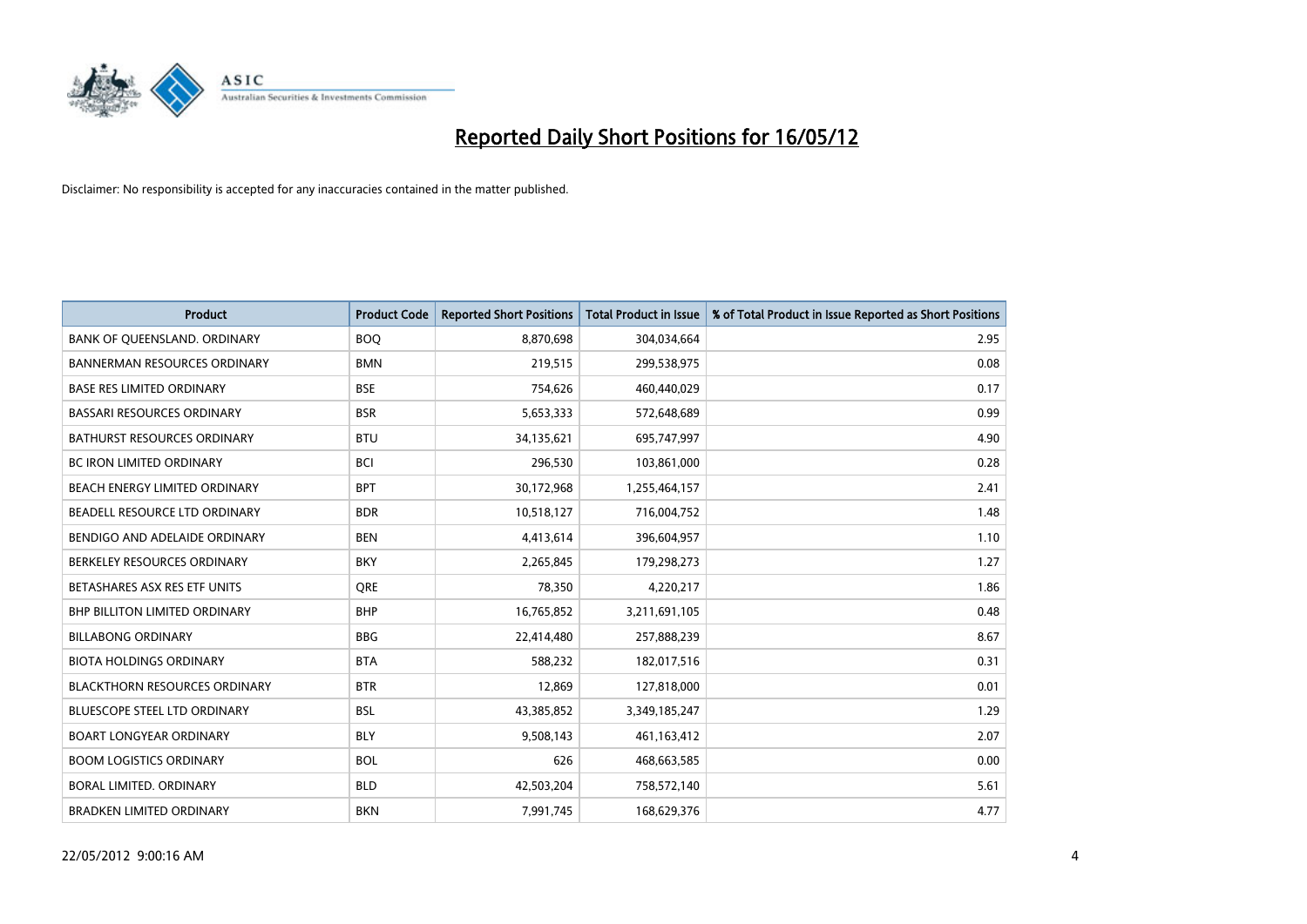# Reported Daily Short Positions for 16/05/12

Disclaimer: No responsibility is accepted for any inaccuracies contained in the matter published.

| Product | Product Code | Reported Short Positions | Total Product in Issue | % of Total Product in Issue Reported as Short Positions |
|---|---|---|---|---|
| BANK OF QUEENSLAND. ORDINARY | BOQ | 8,870,698 | 304,034,664 | 2.95 |
| BANNERMAN RESOURCES ORDINARY | BMN | 219,515 | 299,538,975 | 0.08 |
| BASE RES LIMITED ORDINARY | BSE | 754,626 | 460,440,029 | 0.17 |
| BASSARI RESOURCES ORDINARY | BSR | 5,653,333 | 572,648,689 | 0.99 |
| BATHURST RESOURCES ORDINARY | BTU | 34,135,621 | 695,747,997 | 4.90 |
| BC IRON LIMITED ORDINARY | BCI | 296,530 | 103,861,000 | 0.28 |
| BEACH ENERGY LIMITED ORDINARY | BPT | 30,172,968 | 1,255,464,157 | 2.41 |
| BEADELL RESOURCE LTD ORDINARY | BDR | 10,518,127 | 716,004,752 | 1.48 |
| BENDIGO AND ADELAIDE ORDINARY | BEN | 4,413,614 | 396,604,957 | 1.10 |
| BERKELEY RESOURCES ORDINARY | BKY | 2,265,845 | 179,298,273 | 1.27 |
| BETASHARES ASX RES ETF UNITS | QRE | 78,350 | 4,220,217 | 1.86 |
| BHP BILLITON LIMITED ORDINARY | BHP | 16,765,852 | 3,211,691,105 | 0.48 |
| BILLABONG ORDINARY | BBG | 22,414,480 | 257,888,239 | 8.67 |
| BIOTA HOLDINGS ORDINARY | BTA | 588,232 | 182,017,516 | 0.31 |
| BLACKTHORN RESOURCES ORDINARY | BTR | 12,869 | 127,818,000 | 0.01 |
| BLUESCOPE STEEL LTD ORDINARY | BSL | 43,385,852 | 3,349,185,247 | 1.29 |
| BOART LONGYEAR ORDINARY | BLY | 9,508,143 | 461,163,412 | 2.07 |
| BOOM LOGISTICS ORDINARY | BOL | 626 | 468,663,585 | 0.00 |
| BORAL LIMITED. ORDINARY | BLD | 42,503,204 | 758,572,140 | 5.61 |
| BRADKEN LIMITED ORDINARY | BKN | 7,991,745 | 168,629,376 | 4.77 |

22/05/2012 9:00:16 AM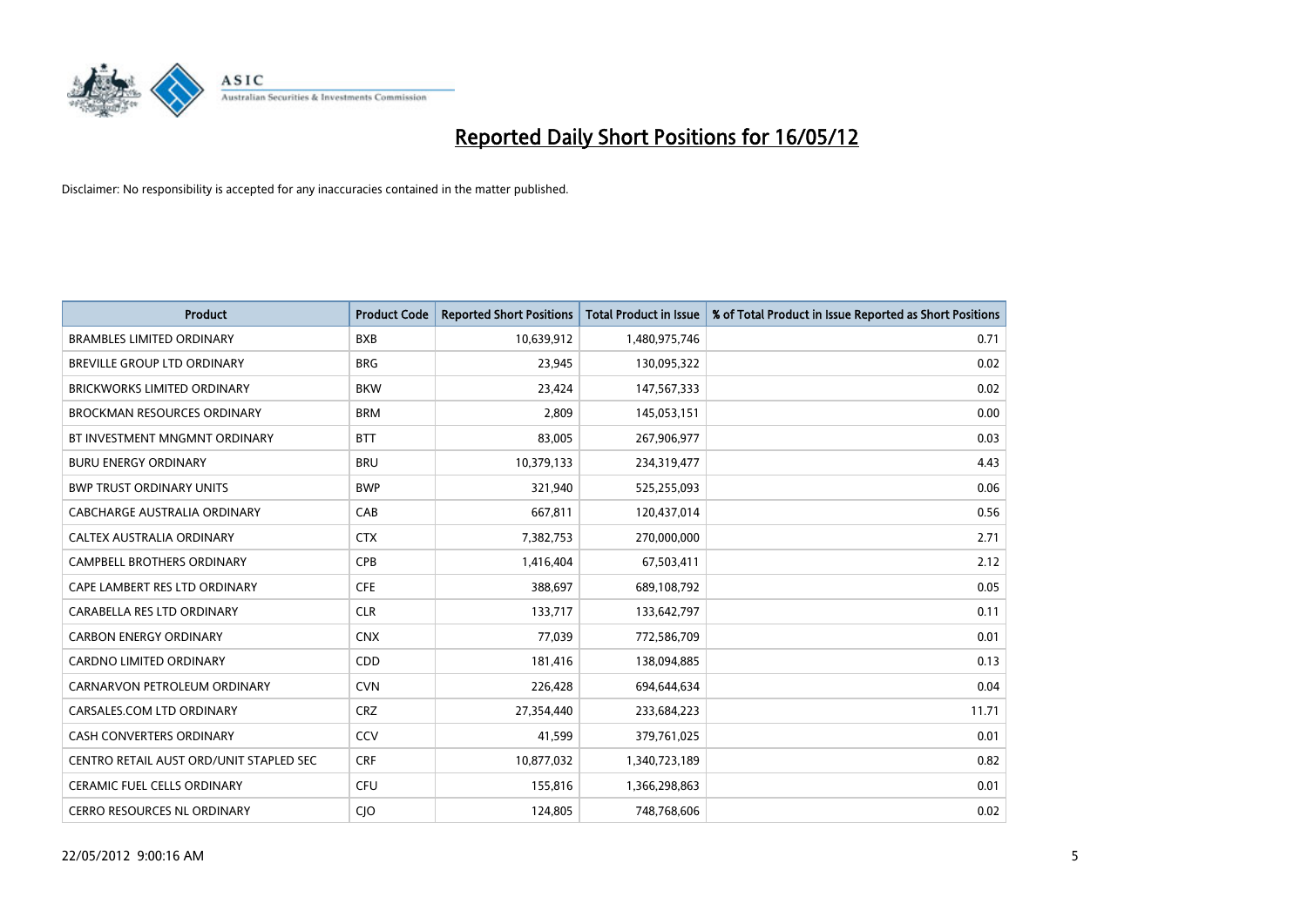# Reported Daily Short Positions for 16/05/12

Disclaimer: No responsibility is accepted for any inaccuracies contained in the matter published.

| Product | Product Code | Reported Short Positions | Total Product in Issue | % of Total Product in Issue Reported as Short Positions |
| --- | --- | --- | --- | --- |
| BRAMBLES LIMITED ORDINARY | BXB | 10,639,912 | 1,480,975,746 | 0.71 |
| BREVILLE GROUP LTD ORDINARY | BRG | 23,945 | 130,095,322 | 0.02 |
| BRICKWORKS LIMITED ORDINARY | BKW | 23,424 | 147,567,333 | 0.02 |
| BROCKMAN RESOURCES ORDINARY | BRM | 2,809 | 145,053,151 | 0.00 |
| BT INVESTMENT MNGMNT ORDINARY | BTT | 83,005 | 267,906,977 | 0.03 |
| BURU ENERGY ORDINARY | BRU | 10,379,133 | 234,319,477 | 4.43 |
| BWP TRUST ORDINARY UNITS | BWP | 321,940 | 525,255,093 | 0.06 |
| CABCHARGE AUSTRALIA ORDINARY | CAB | 667,811 | 120,437,014 | 0.56 |
| CALTEX AUSTRALIA ORDINARY | CTX | 7,382,753 | 270,000,000 | 2.71 |
| CAMPBELL BROTHERS ORDINARY | CPB | 1,416,404 | 67,503,411 | 2.12 |
| CAPE LAMBERT RES LTD ORDINARY | CFE | 388,697 | 689,108,792 | 0.05 |
| CARABELLA RES LTD ORDINARY | CLR | 133,717 | 133,642,797 | 0.11 |
| CARBON ENERGY ORDINARY | CNX | 77,039 | 772,586,709 | 0.01 |
| CARDNO LIMITED ORDINARY | CDD | 181,416 | 138,094,885 | 0.13 |
| CARNARVON PETROLEUM ORDINARY | CVN | 226,428 | 694,644,634 | 0.04 |
| CARSALES.COM LTD ORDINARY | CRZ | 27,354,440 | 233,684,223 | 11.71 |
| CASH CONVERTERS ORDINARY | CCV | 41,599 | 379,761,025 | 0.01 |
| CENTRO RETAIL AUST ORD/UNIT STAPLED SEC | CRF | 10,877,032 | 1,340,723,189 | 0.82 |
| CERAMIC FUEL CELLS ORDINARY | CFU | 155,816 | 1,366,298,863 | 0.01 |
| CERRO RESOURCES NL ORDINARY | CJO | 124,805 | 748,768,606 | 0.02 |

22/05/2012 9:00:16 AM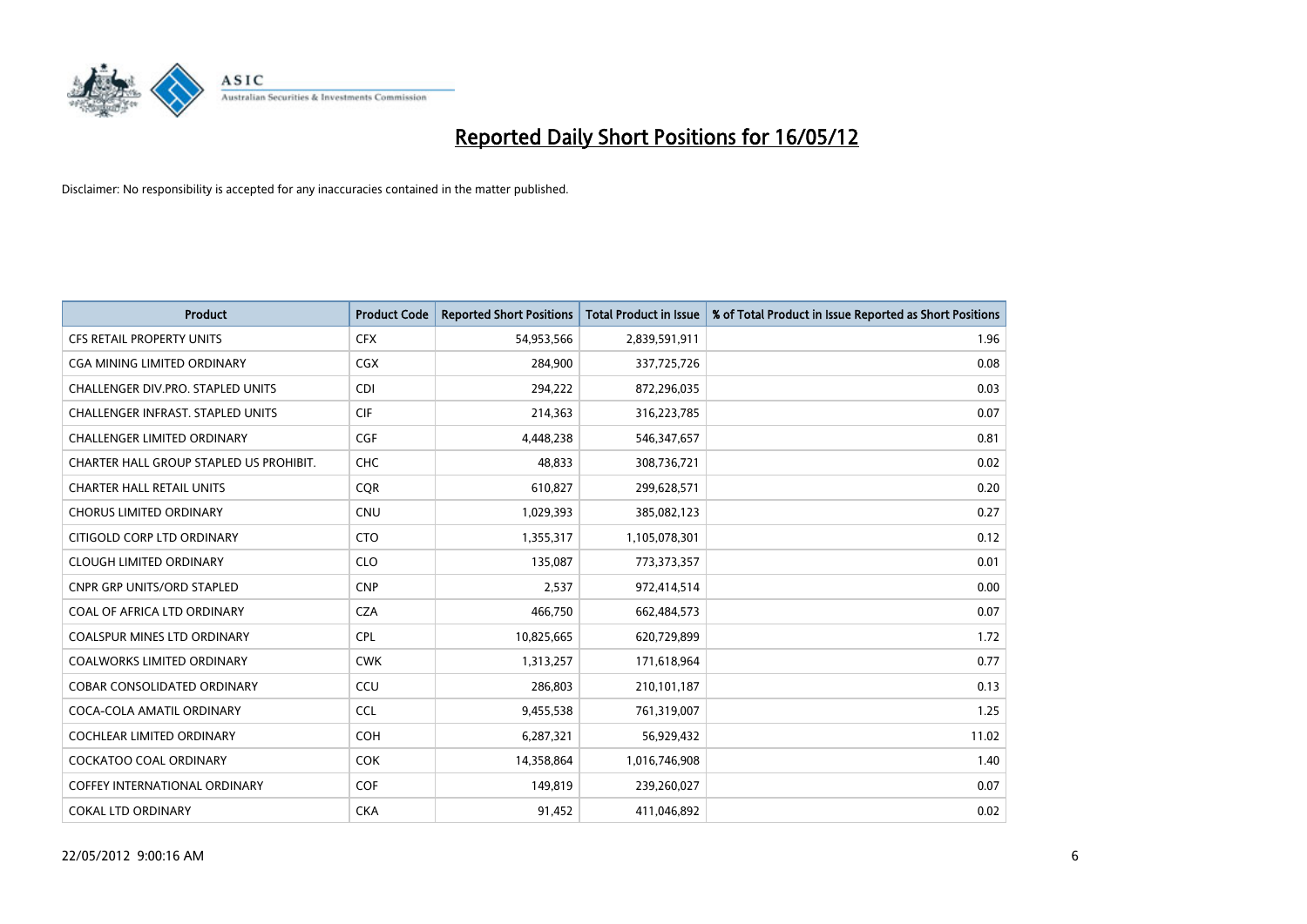# Reported Daily Short Positions for 16/05/12

Disclaimer: No responsibility is accepted for any inaccuracies contained in the matter published.

| Product | Product Code | Reported Short Positions | Total Product in Issue | % of Total Product in Issue Reported as Short Positions |
|---|---|---|---|---|
| CFS RETAIL PROPERTY UNITS | CFX | 54,953,566 | 2,839,591,911 | 1.96 |
| CGA MINING LIMITED ORDINARY | CGX | 284,900 | 337,725,726 | 0.08 |
| CHALLENGER DIV.PRO. STAPLED UNITS | CDI | 294,222 | 872,296,035 | 0.03 |
| CHALLENGER INFRAST. STAPLED UNITS | CIF | 214,363 | 316,223,785 | 0.07 |
| CHALLENGER LIMITED ORDINARY | CGF | 4,448,238 | 546,347,657 | 0.81 |
| CHARTER HALL GROUP STAPLED US PROHIBIT. | CHC | 48,833 | 308,736,721 | 0.02 |
| CHARTER HALL RETAIL UNITS | CQR | 610,827 | 299,628,571 | 0.20 |
| CHORUS LIMITED ORDINARY | CNU | 1,029,393 | 385,082,123 | 0.27 |
| CITIGOLD CORP LTD ORDINARY | CTO | 1,355,317 | 1,105,078,301 | 0.12 |
| CLOUGH LIMITED ORDINARY | CLO | 135,087 | 773,373,357 | 0.01 |
| CNPR GRP UNITS/ORD STAPLED | CNP | 2,537 | 972,414,514 | 0.00 |
| COAL OF AFRICA LTD ORDINARY | CZA | 466,750 | 662,484,573 | 0.07 |
| COALSPUR MINES LTD ORDINARY | CPL | 10,825,665 | 620,729,899 | 1.72 |
| COALWORKS LIMITED ORDINARY | CWK | 1,313,257 | 171,618,964 | 0.77 |
| COBAR CONSOLIDATED ORDINARY | CCU | 286,803 | 210,101,187 | 0.13 |
| COCA-COLA AMATIL ORDINARY | CCL | 9,455,538 | 761,319,007 | 1.25 |
| COCHLEAR LIMITED ORDINARY | COH | 6,287,321 | 56,929,432 | 11.02 |
| COCKATOO COAL ORDINARY | COK | 14,358,864 | 1,016,746,908 | 1.40 |
| COFFEY INTERNATIONAL ORDINARY | COF | 149,819 | 239,260,027 | 0.07 |
| COKAL LTD ORDINARY | CKA | 91,452 | 411,046,892 | 0.02 |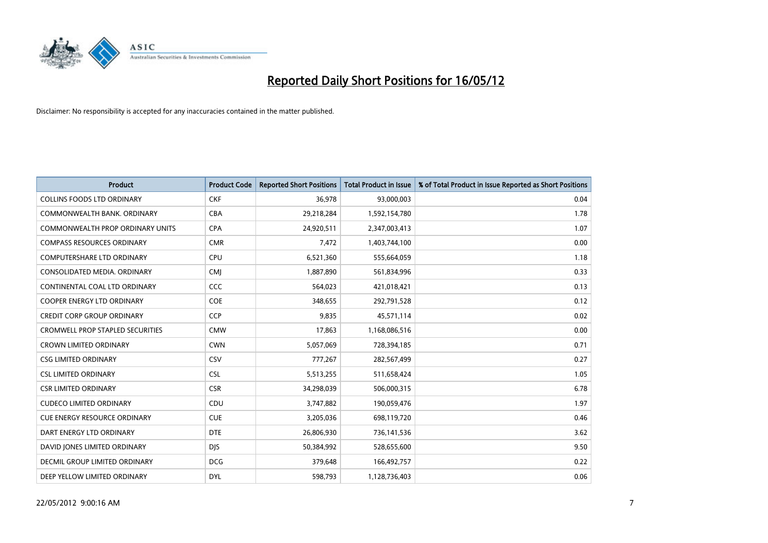# Reported Daily Short Positions for 16/05/12

Disclaimer: No responsibility is accepted for any inaccuracies contained in the matter published.

| Product | Product Code | Reported Short Positions | Total Product in Issue | % of Total Product in Issue Reported as Short Positions |
|---|---|---|---|---|
| COLLINS FOODS LTD ORDINARY | CKF | 36,978 | 93,000,003 | 0.04 |
| COMMONWEALTH BANK. ORDINARY | CBA | 29,218,284 | 1,592,154,780 | 1.78 |
| COMMONWEALTH PROP ORDINARY UNITS | CPA | 24,920,511 | 2,347,003,413 | 1.07 |
| COMPASS RESOURCES ORDINARY | CMR | 7,472 | 1,403,744,100 | 0.00 |
| COMPUTERSHARE LTD ORDINARY | CPU | 6,521,360 | 555,664,059 | 1.18 |
| CONSOLIDATED MEDIA. ORDINARY | CMJ | 1,887,890 | 561,834,996 | 0.33 |
| CONTINENTAL COAL LTD ORDINARY | CCC | 564,023 | 421,018,421 | 0.13 |
| COOPER ENERGY LTD ORDINARY | COE | 348,655 | 292,791,528 | 0.12 |
| CREDIT CORP GROUP ORDINARY | CCP | 9,835 | 45,571,114 | 0.02 |
| CROMWELL PROP STAPLED SECURITIES | CMW | 17,863 | 1,168,086,516 | 0.00 |
| CROWN LIMITED ORDINARY | CWN | 5,057,069 | 728,394,185 | 0.71 |
| CSG LIMITED ORDINARY | CSV | 777,267 | 282,567,499 | 0.27 |
| CSL LIMITED ORDINARY | CSL | 5,513,255 | 511,658,424 | 1.05 |
| CSR LIMITED ORDINARY | CSR | 34,298,039 | 506,000,315 | 6.78 |
| CUDECO LIMITED ORDINARY | CDU | 3,747,882 | 190,059,476 | 1.97 |
| CUE ENERGY RESOURCE ORDINARY | CUE | 3,205,036 | 698,119,720 | 0.46 |
| DART ENERGY LTD ORDINARY | DTE | 26,806,930 | 736,141,536 | 3.62 |
| DAVID JONES LIMITED ORDINARY | DJS | 50,384,992 | 528,655,600 | 9.50 |
| DECMIL GROUP LIMITED ORDINARY | DCG | 379,648 | 166,492,757 | 0.22 |
| DEEP YELLOW LIMITED ORDINARY | DYL | 598,793 | 1,128,736,403 | 0.06 |

22/05/2012 9:00:16 AM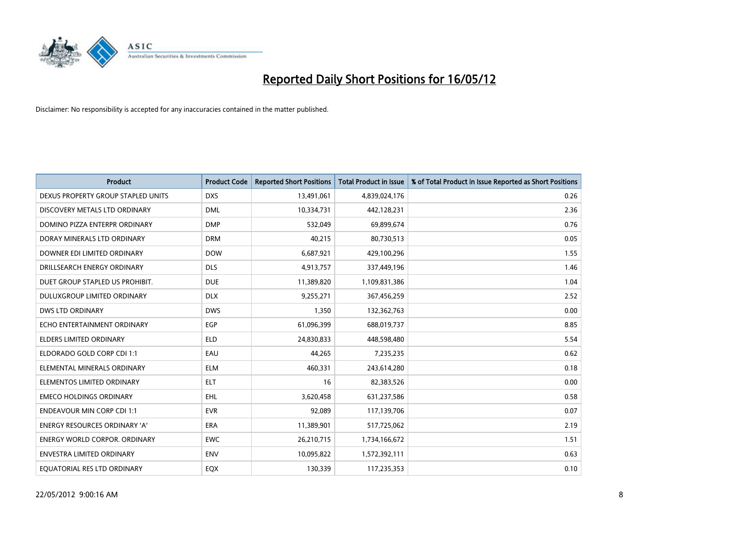# Reported Daily Short Positions for 16/05/12

Disclaimer: No responsibility is accepted for any inaccuracies contained in the matter published.

| Product | Product Code | Reported Short Positions | Total Product in Issue | % of Total Product in Issue Reported as Short Positions |
|---|---|---|---|---|
| DEXUS PROPERTY GROUP STAPLED UNITS | DXS | 13,491,061 | 4,839,024,176 | 0.26 |
| DISCOVERY METALS LTD ORDINARY | DML | 10,334,731 | 442,128,231 | 2.36 |
| DOMINO PIZZA ENTERPR ORDINARY | DMP | 532,049 | 69,899,674 | 0.76 |
| DORAY MINERALS LTD ORDINARY | DRM | 40,215 | 80,730,513 | 0.05 |
| DOWNER EDI LIMITED ORDINARY | DOW | 6,687,921 | 429,100,296 | 1.55 |
| DRILLSEARCH ENERGY ORDINARY | DLS | 4,913,757 | 337,449,196 | 1.46 |
| DUET GROUP STAPLED US PROHIBIT. | DUE | 11,389,820 | 1,109,831,386 | 1.04 |
| DULUXGROUP LIMITED ORDINARY | DLX | 9,255,271 | 367,456,259 | 2.52 |
| DWS LTD ORDINARY | DWS | 1,350 | 132,362,763 | 0.00 |
| ECHO ENTERTAINMENT ORDINARY | EGP | 61,096,399 | 688,019,737 | 8.85 |
| ELDERS LIMITED ORDINARY | ELD | 24,830,833 | 448,598,480 | 5.54 |
| ELDORADO GOLD CORP CDI 1:1 | EAU | 44,265 | 7,235,235 | 0.62 |
| ELEMENTAL MINERALS ORDINARY | ELM | 460,331 | 243,614,280 | 0.18 |
| ELEMENTOS LIMITED ORDINARY | ELT | 16 | 82,383,526 | 0.00 |
| EMECO HOLDINGS ORDINARY | EHL | 3,620,458 | 631,237,586 | 0.58 |
| ENDEAVOUR MIN CORP CDI 1:1 | EVR | 92,089 | 117,139,706 | 0.07 |
| ENERGY RESOURCES ORDINARY 'A' | ERA | 11,389,901 | 517,725,062 | 2.19 |
| ENERGY WORLD CORPOR. ORDINARY | EWC | 26,210,715 | 1,734,166,672 | 1.51 |
| ENVESTRA LIMITED ORDINARY | ENV | 10,095,822 | 1,572,392,111 | 0.63 |
| EQUATORIAL RES LTD ORDINARY | EQX | 130,339 | 117,235,353 | 0.10 |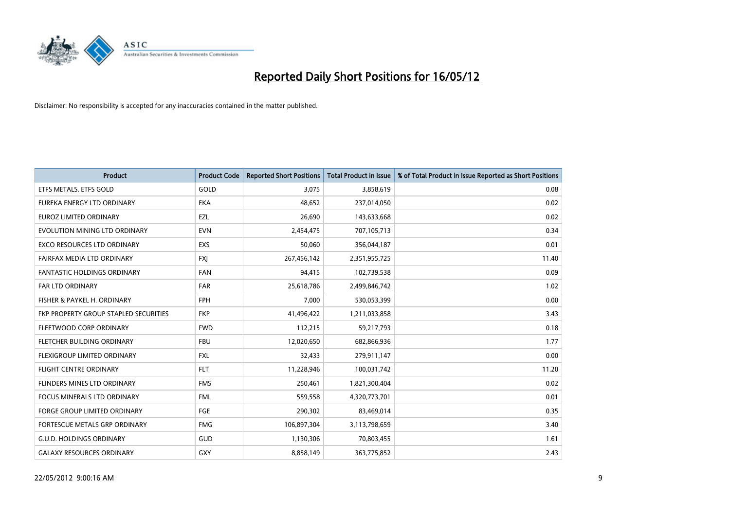# Reported Daily Short Positions for 16/05/12

Disclaimer: No responsibility is accepted for any inaccuracies contained in the matter published.

| Product | Product Code | Reported Short Positions | Total Product in Issue | % of Total Product in Issue Reported as Short Positions |
|---|---|---|---|---|
| ETFS METALS. ETFS GOLD | GOLD | 3,075 | 3,858,619 | 0.08 |
| EUREKA ENERGY LTD ORDINARY | EKA | 48,652 | 237,014,050 | 0.02 |
| EUROZ LIMITED ORDINARY | EZL | 26,690 | 143,633,668 | 0.02 |
| EVOLUTION MINING LTD ORDINARY | EVN | 2,454,475 | 707,105,713 | 0.34 |
| EXCO RESOURCES LTD ORDINARY | EXS | 50,060 | 356,044,187 | 0.01 |
| FAIRFAX MEDIA LTD ORDINARY | FXJ | 267,456,142 | 2,351,955,725 | 11.40 |
| FANTASTIC HOLDINGS ORDINARY | FAN | 94,415 | 102,739,538 | 0.09 |
| FAR LTD ORDINARY | FAR | 25,618,786 | 2,499,846,742 | 1.02 |
| FISHER & PAYKEL H. ORDINARY | FPH | 7,000 | 530,053,399 | 0.00 |
| FKP PROPERTY GROUP STAPLED SECURITIES | FKP | 41,496,422 | 1,211,033,858 | 3.43 |
| FLEETWOOD CORP ORDINARY | FWD | 112,215 | 59,217,793 | 0.18 |
| FLETCHER BUILDING ORDINARY | FBU | 12,020,650 | 682,866,936 | 1.77 |
| FLEXIGROUP LIMITED ORDINARY | FXL | 32,433 | 279,911,147 | 0.00 |
| FLIGHT CENTRE ORDINARY | FLT | 11,228,946 | 100,031,742 | 11.20 |
| FLINDERS MINES LTD ORDINARY | FMS | 250,461 | 1,821,300,404 | 0.02 |
| FOCUS MINERALS LTD ORDINARY | FML | 559,558 | 4,320,773,701 | 0.01 |
| FORGE GROUP LIMITED ORDINARY | FGE | 290,302 | 83,469,014 | 0.35 |
| FORTESCUE METALS GRP ORDINARY | FMG | 106,897,304 | 3,113,798,659 | 3.40 |
| G.U.D. HOLDINGS ORDINARY | GUD | 1,130,306 | 70,803,455 | 1.61 |
| GALAXY RESOURCES ORDINARY | GXY | 8,858,149 | 363,775,852 | 2.43 |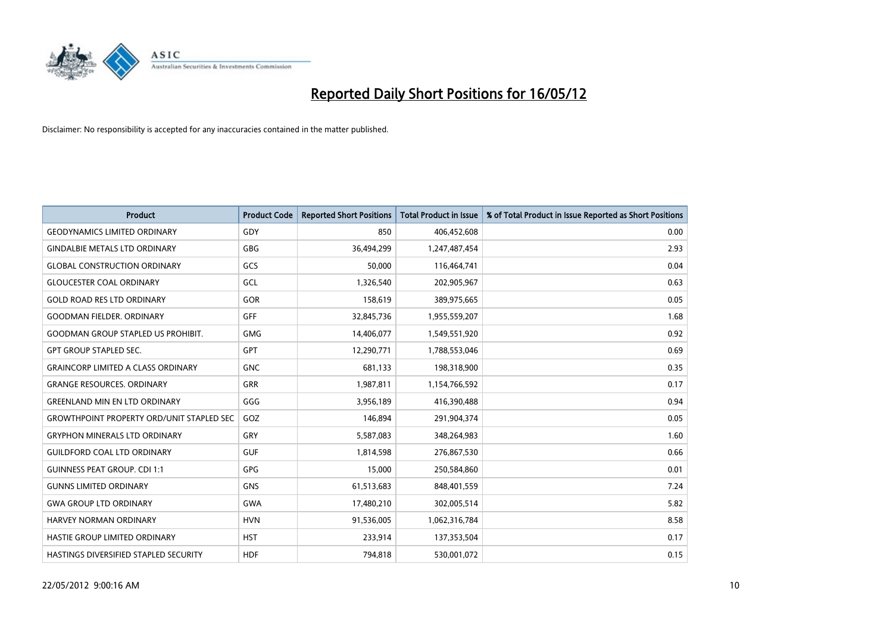# Reported Daily Short Positions for 16/05/12

Disclaimer: No responsibility is accepted for any inaccuracies contained in the matter published.

| Product | Product Code | Reported Short Positions | Total Product in Issue | % of Total Product in Issue Reported as Short Positions |
|---|---|---|---|---|
| GEODYNAMICS LIMITED ORDINARY | GDY | 850 | 406,452,608 | 0.00 |
| GINDALBIE METALS LTD ORDINARY | GBG | 36,494,299 | 1,247,487,454 | 2.93 |
| GLOBAL CONSTRUCTION ORDINARY | GCS | 50,000 | 116,464,741 | 0.04 |
| GLOUCESTER COAL ORDINARY | GCL | 1,326,540 | 202,905,967 | 0.63 |
| GOLD ROAD RES LTD ORDINARY | GOR | 158,619 | 389,975,665 | 0.05 |
| GOODMAN FIELDER. ORDINARY | GFF | 32,845,736 | 1,955,559,207 | 1.68 |
| GOODMAN GROUP STAPLED US PROHIBIT. | GMG | 14,406,077 | 1,549,551,920 | 0.92 |
| GPT GROUP STAPLED SEC. | GPT | 12,290,771 | 1,788,553,046 | 0.69 |
| GRAINCORP LIMITED A CLASS ORDINARY | GNC | 681,133 | 198,318,900 | 0.35 |
| GRANGE RESOURCES. ORDINARY | GRR | 1,987,811 | 1,154,766,592 | 0.17 |
| GREENLAND MIN EN LTD ORDINARY | GGG | 3,956,189 | 416,390,488 | 0.94 |
| GROWTHPOINT PROPERTY ORD/UNIT STAPLED SEC | GOZ | 146,894 | 291,904,374 | 0.05 |
| GRYPHON MINERALS LTD ORDINARY | GRY | 5,587,083 | 348,264,983 | 1.60 |
| GUILDFORD COAL LTD ORDINARY | GUF | 1,814,598 | 276,867,530 | 0.66 |
| GUINNESS PEAT GROUP. CDI 1:1 | GPG | 15,000 | 250,584,860 | 0.01 |
| GUNNS LIMITED ORDINARY | GNS | 61,513,683 | 848,401,559 | 7.24 |
| GWA GROUP LTD ORDINARY | GWA | 17,480,210 | 302,005,514 | 5.82 |
| HARVEY NORMAN ORDINARY | HVN | 91,536,005 | 1,062,316,784 | 8.58 |
| HASTIE GROUP LIMITED ORDINARY | HST | 233,914 | 137,353,504 | 0.17 |
| HASTINGS DIVERSIFIED STAPLED SECURITY | HDF | 794,818 | 530,001,072 | 0.15 |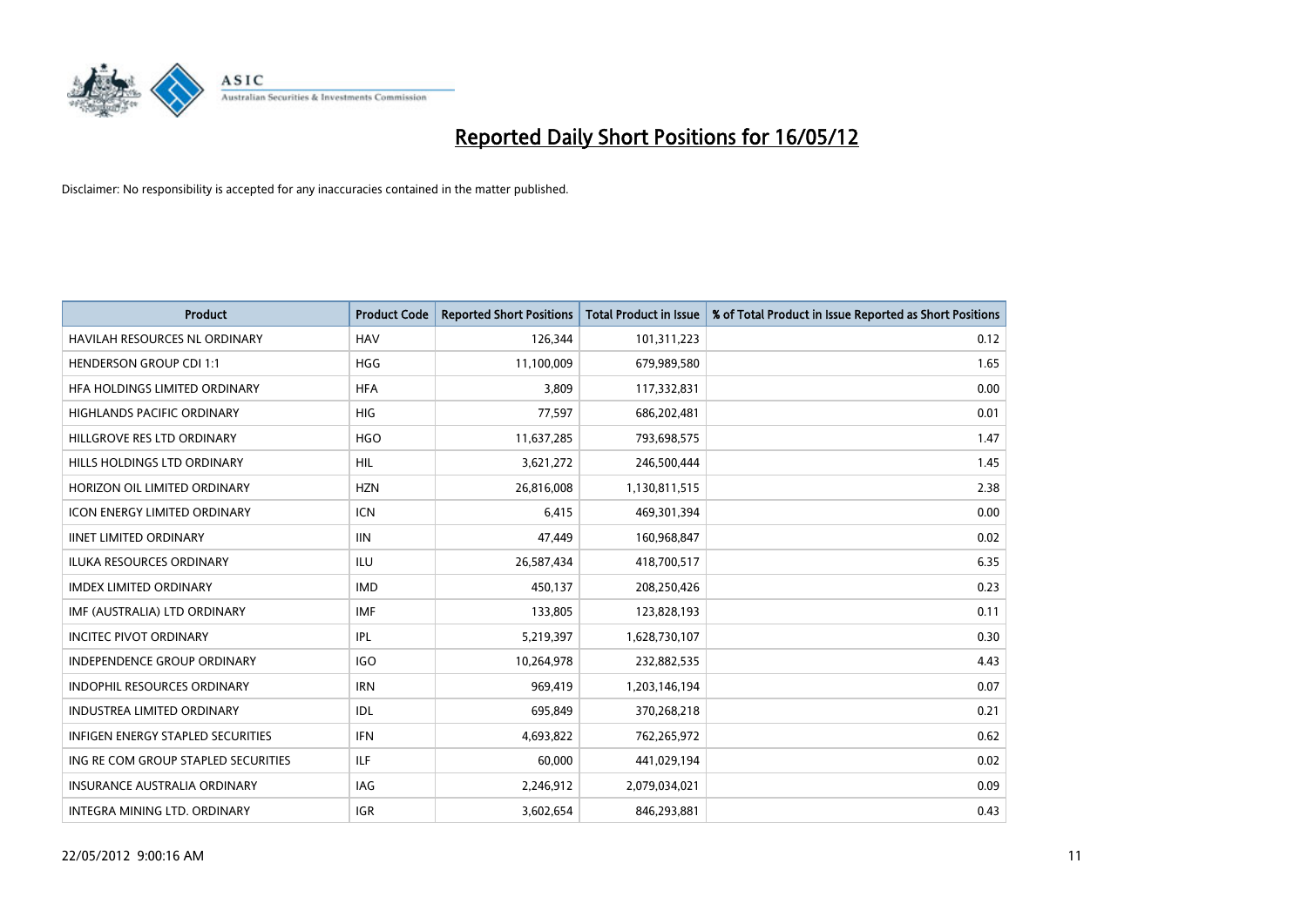# Reported Daily Short Positions for 16/05/12

Disclaimer: No responsibility is accepted for any inaccuracies contained in the matter published.

| Product | Product Code | Reported Short Positions | Total Product in Issue | % of Total Product in Issue Reported as Short Positions |
|---|---|---|---|---|
| HAVILAH RESOURCES NL ORDINARY | HAV | 126,344 | 101,311,223 | 0.12 |
| HENDERSON GROUP CDI 1:1 | HGG | 11,100,009 | 679,989,580 | 1.65 |
| HFA HOLDINGS LIMITED ORDINARY | HFA | 3,809 | 117,332,831 | 0.00 |
| HIGHLANDS PACIFIC ORDINARY | HIG | 77,597 | 686,202,481 | 0.01 |
| HILLGROVE RES LTD ORDINARY | HGO | 11,637,285 | 793,698,575 | 1.47 |
| HILLS HOLDINGS LTD ORDINARY | HIL | 3,621,272 | 246,500,444 | 1.45 |
| HORIZON OIL LIMITED ORDINARY | HZN | 26,816,008 | 1,130,811,515 | 2.38 |
| ICON ENERGY LIMITED ORDINARY | ICN | 6,415 | 469,301,394 | 0.00 |
| IINET LIMITED ORDINARY | IIN | 47,449 | 160,968,847 | 0.02 |
| ILUKA RESOURCES ORDINARY | ILU | 26,587,434 | 418,700,517 | 6.35 |
| IMDEX LIMITED ORDINARY | IMD | 450,137 | 208,250,426 | 0.23 |
| IMF (AUSTRALIA) LTD ORDINARY | IMF | 133,805 | 123,828,193 | 0.11 |
| INCITEC PIVOT ORDINARY | IPL | 5,219,397 | 1,628,730,107 | 0.30 |
| INDEPENDENCE GROUP ORDINARY | IGO | 10,264,978 | 232,882,535 | 4.43 |
| INDOPHIL RESOURCES ORDINARY | IRN | 969,419 | 1,203,146,194 | 0.07 |
| INDUSTREA LIMITED ORDINARY | IDL | 695,849 | 370,268,218 | 0.21 |
| INFIGEN ENERGY STAPLED SECURITIES | IFN | 4,693,822 | 762,265,972 | 0.62 |
| ING RE COM GROUP STAPLED SECURITIES | ILF | 60,000 | 441,029,194 | 0.02 |
| INSURANCE AUSTRALIA ORDINARY | IAG | 2,246,912 | 2,079,034,021 | 0.09 |
| INTEGRA MINING LTD. ORDINARY | IGR | 3,602,654 | 846,293,881 | 0.43 |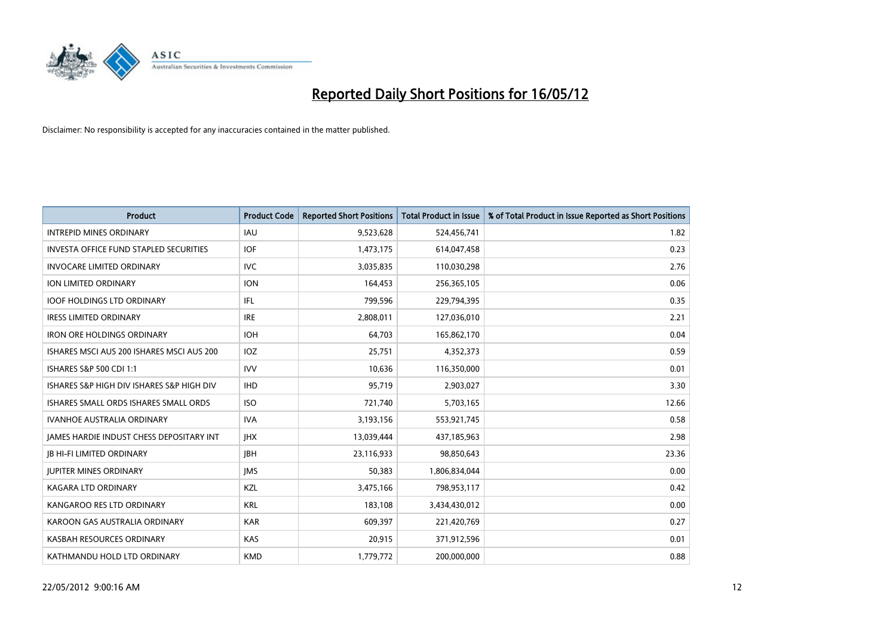# Reported Daily Short Positions for 16/05/12

Disclaimer: No responsibility is accepted for any inaccuracies contained in the matter published.

| Product | Product Code | Reported Short Positions | Total Product in Issue | % of Total Product in Issue Reported as Short Positions |
|---|---|---|---|---|
| INTREPID MINES ORDINARY | IAU | 9,523,628 | 524,456,741 | 1.82 |
| INVESTA OFFICE FUND STAPLED SECURITIES | IOF | 1,473,175 | 614,047,458 | 0.23 |
| INVOCARE LIMITED ORDINARY | IVC | 3,035,835 | 110,030,298 | 2.76 |
| ION LIMITED ORDINARY | ION | 164,453 | 256,365,105 | 0.06 |
| IOOF HOLDINGS LTD ORDINARY | IFL | 799,596 | 229,794,395 | 0.35 |
| IRESS LIMITED ORDINARY | IRE | 2,808,011 | 127,036,010 | 2.21 |
| IRON ORE HOLDINGS ORDINARY | IOH | 64,703 | 165,862,170 | 0.04 |
| ISHARES MSCI AUS 200 ISHARES MSCI AUS 200 | IOZ | 25,751 | 4,352,373 | 0.59 |
| ISHARES S&P 500 CDI 1:1 | IVV | 10,636 | 116,350,000 | 0.01 |
| ISHARES S&P HIGH DIV ISHARES S&P HIGH DIV | IHD | 95,719 | 2,903,027 | 3.30 |
| ISHARES SMALL ORDS ISHARES SMALL ORDS | ISO | 721,740 | 5,703,165 | 12.66 |
| IVANHOE AUSTRALIA ORDINARY | IVA | 3,193,156 | 553,921,745 | 0.58 |
| JAMES HARDIE INDUST CHESS DEPOSITARY INT | JHX | 13,039,444 | 437,185,963 | 2.98 |
| JB HI-FI LIMITED ORDINARY | JBH | 23,116,933 | 98,850,643 | 23.36 |
| JUPITER MINES ORDINARY | JMS | 50,383 | 1,806,834,044 | 0.00 |
| KAGARA LTD ORDINARY | KZL | 3,475,166 | 798,953,117 | 0.42 |
| KANGAROO RES LTD ORDINARY | KRL | 183,108 | 3,434,430,012 | 0.00 |
| KAROON GAS AUSTRALIA ORDINARY | KAR | 609,397 | 221,420,769 | 0.27 |
| KASBAH RESOURCES ORDINARY | KAS | 20,915 | 371,912,596 | 0.01 |
| KATHMANDU HOLD LTD ORDINARY | KMD | 1,779,772 | 200,000,000 | 0.88 |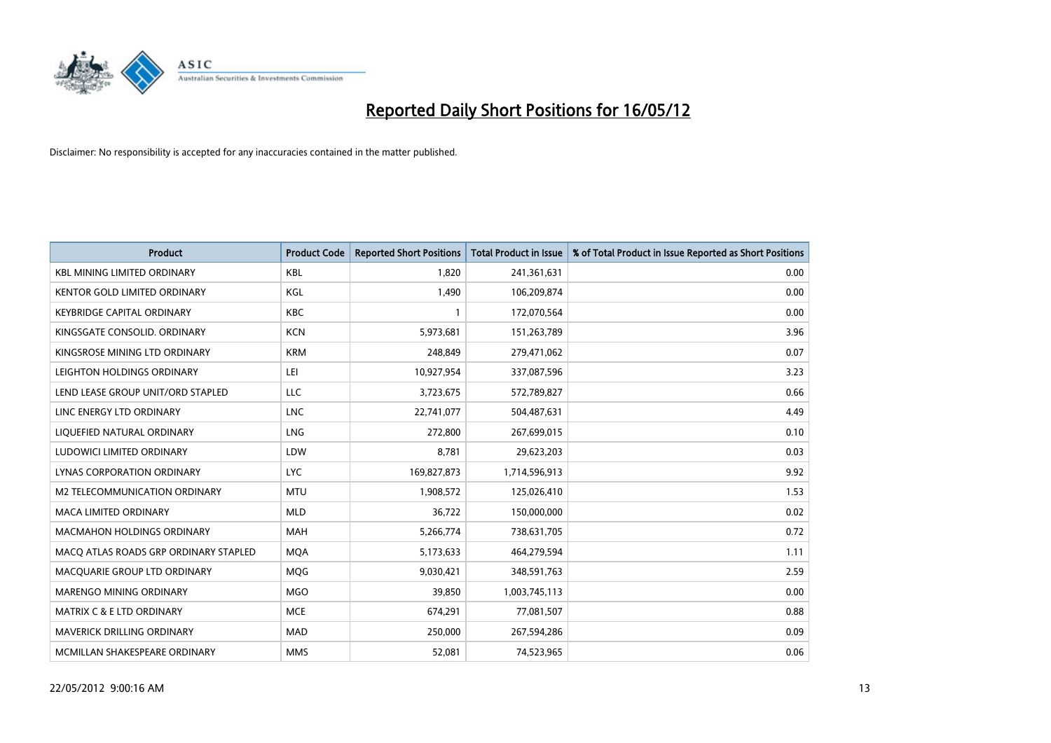# Reported Daily Short Positions for 16/05/12

Disclaimer: No responsibility is accepted for any inaccuracies contained in the matter published.

| Product | Product Code | Reported Short Positions | Total Product in Issue | % of Total Product in Issue Reported as Short Positions |
|---|---|---|---|---|
| KBL MINING LIMITED ORDINARY | KBL | 1,820 | 241,361,631 | 0.00 |
| KENTOR GOLD LIMITED ORDINARY | KGL | 1,490 | 106,209,874 | 0.00 |
| KEYBRIDGE CAPITAL ORDINARY | KBC | 1 | 172,070,564 | 0.00 |
| KINGSGATE CONSOLID. ORDINARY | KCN | 5,973,681 | 151,263,789 | 3.96 |
| KINGSROSE MINING LTD ORDINARY | KRM | 248,849 | 279,471,062 | 0.07 |
| LEIGHTON HOLDINGS ORDINARY | LEI | 10,927,954 | 337,087,596 | 3.23 |
| LEND LEASE GROUP UNIT/ORD STAPLED | LLC | 3,723,675 | 572,789,827 | 0.66 |
| LINC ENERGY LTD ORDINARY | LNC | 22,741,077 | 504,487,631 | 4.49 |
| LIQUEFIED NATURAL ORDINARY | LNG | 272,800 | 267,699,015 | 0.10 |
| LUDOWICI LIMITED ORDINARY | LDW | 8,781 | 29,623,203 | 0.03 |
| LYNAS CORPORATION ORDINARY | LYC | 169,827,873 | 1,714,596,913 | 9.92 |
| M2 TELECOMMUNICATION ORDINARY | MTU | 1,908,572 | 125,026,410 | 1.53 |
| MACA LIMITED ORDINARY | MLD | 36,722 | 150,000,000 | 0.02 |
| MACMAHON HOLDINGS ORDINARY | MAH | 5,266,774 | 738,631,705 | 0.72 |
| MACQ ATLAS ROADS GRP ORDINARY STAPLED | MQA | 5,173,633 | 464,279,594 | 1.11 |
| MACQUARIE GROUP LTD ORDINARY | MQG | 9,030,421 | 348,591,763 | 2.59 |
| MARENGO MINING ORDINARY | MGO | 39,850 | 1,003,745,113 | 0.00 |
| MATRIX C & E LTD ORDINARY | MCE | 674,291 | 77,081,507 | 0.88 |
| MAVERICK DRILLING ORDINARY | MAD | 250,000 | 267,594,286 | 0.09 |
| MCMILLAN SHAKESPEARE ORDINARY | MMS | 52,081 | 74,523,965 | 0.06 |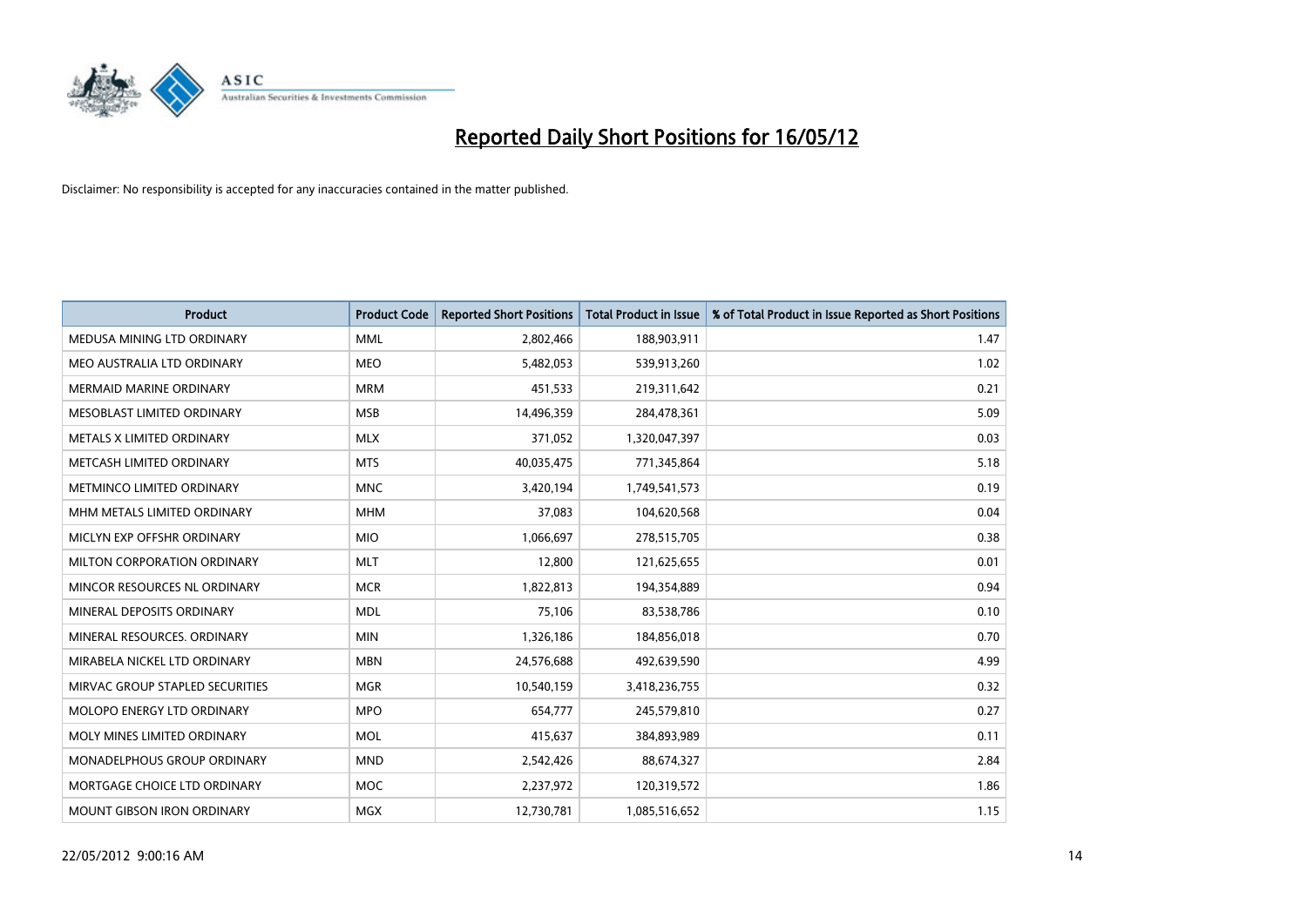# Reported Daily Short Positions for 16/05/12

Disclaimer: No responsibility is accepted for any inaccuracies contained in the matter published.

| Product | Product Code | Reported Short Positions | Total Product in Issue | % of Total Product in Issue Reported as Short Positions |
|---|---|---|---|---|
| MEDUSA MINING LTD ORDINARY | MML | 2,802,466 | 188,903,911 | 1.47 |
| MEO AUSTRALIA LTD ORDINARY | MEO | 5,482,053 | 539,913,260 | 1.02 |
| MERMAID MARINE ORDINARY | MRM | 451,533 | 219,311,642 | 0.21 |
| MESOBLAST LIMITED ORDINARY | MSB | 14,496,359 | 284,478,361 | 5.09 |
| METALS X LIMITED ORDINARY | MLX | 371,052 | 1,320,047,397 | 0.03 |
| METCASH LIMITED ORDINARY | MTS | 40,035,475 | 771,345,864 | 5.18 |
| METMINCO LIMITED ORDINARY | MNC | 3,420,194 | 1,749,541,573 | 0.19 |
| MHM METALS LIMITED ORDINARY | MHM | 37,083 | 104,620,568 | 0.04 |
| MICLYN EXP OFFSHR ORDINARY | MIO | 1,066,697 | 278,515,705 | 0.38 |
| MILTON CORPORATION ORDINARY | MLT | 12,800 | 121,625,655 | 0.01 |
| MINCOR RESOURCES NL ORDINARY | MCR | 1,822,813 | 194,354,889 | 0.94 |
| MINERAL DEPOSITS ORDINARY | MDL | 75,106 | 83,538,786 | 0.10 |
| MINERAL RESOURCES. ORDINARY | MIN | 1,326,186 | 184,856,018 | 0.70 |
| MIRABELA NICKEL LTD ORDINARY | MBN | 24,576,688 | 492,639,590 | 4.99 |
| MIRVAC GROUP STAPLED SECURITIES | MGR | 10,540,159 | 3,418,236,755 | 0.32 |
| MOLOPO ENERGY LTD ORDINARY | MPO | 654,777 | 245,579,810 | 0.27 |
| MOLY MINES LIMITED ORDINARY | MOL | 415,637 | 384,893,989 | 0.11 |
| MONADELPHOUS GROUP ORDINARY | MND | 2,542,426 | 88,674,327 | 2.84 |
| MORTGAGE CHOICE LTD ORDINARY | MOC | 2,237,972 | 120,319,572 | 1.86 |
| MOUNT GIBSON IRON ORDINARY | MGX | 12,730,781 | 1,085,516,652 | 1.15 |

22/05/2012 9:00:16 AM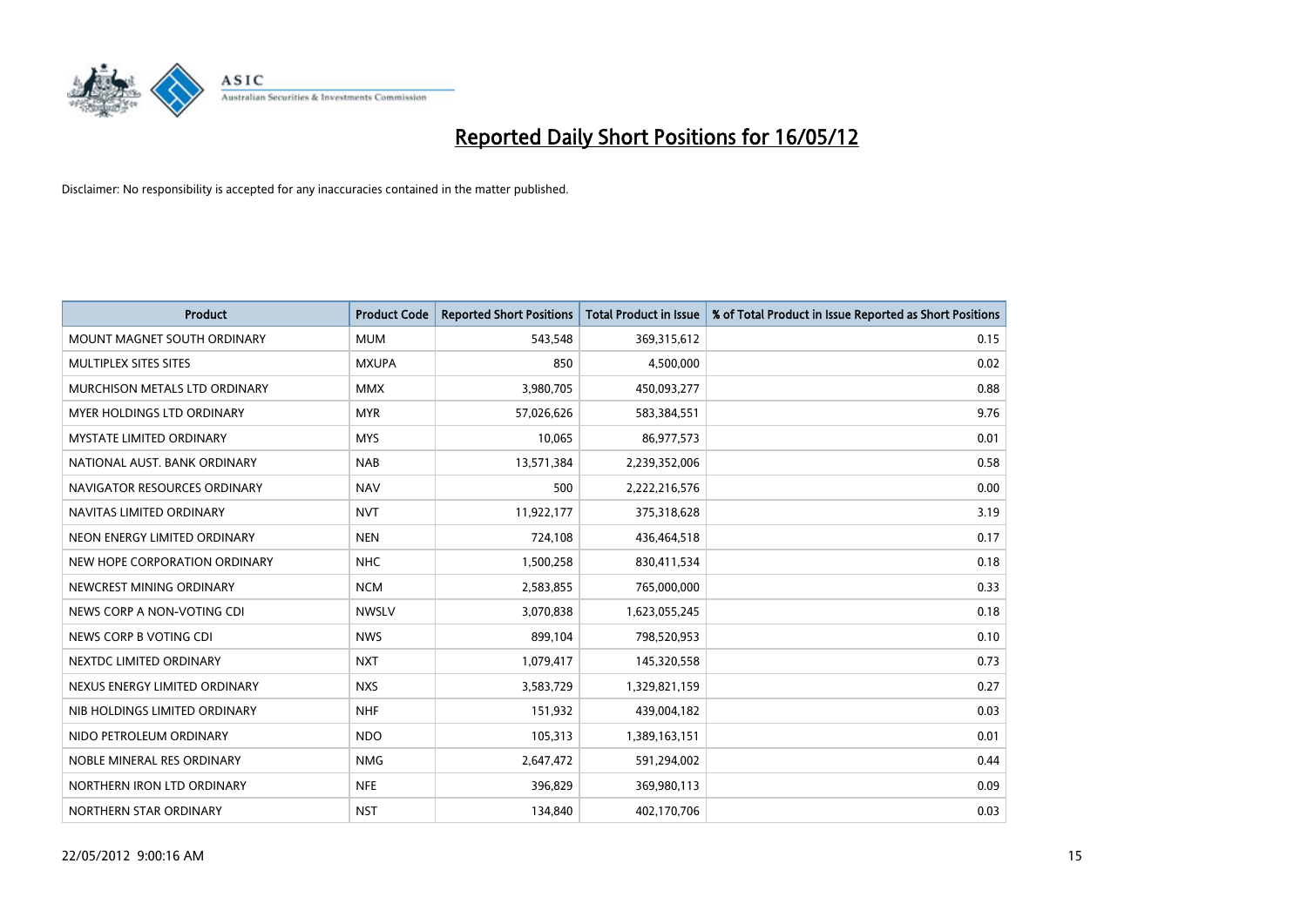# Reported Daily Short Positions for 16/05/12

Disclaimer: No responsibility is accepted for any inaccuracies contained in the matter published.

| Product | Product Code | Reported Short Positions | Total Product in Issue | % of Total Product in Issue Reported as Short Positions |
|---|---|---|---|---|
| MOUNT MAGNET SOUTH ORDINARY | MUM | 543,548 | 369,315,612 | 0.15 |
| MULTIPLEX SITES SITES | MXUPA | 850 | 4,500,000 | 0.02 |
| MURCHISON METALS LTD ORDINARY | MMX | 3,980,705 | 450,093,277 | 0.88 |
| MYER HOLDINGS LTD ORDINARY | MYR | 57,026,626 | 583,384,551 | 9.76 |
| MYSTATE LIMITED ORDINARY | MYS | 10,065 | 86,977,573 | 0.01 |
| NATIONAL AUST. BANK ORDINARY | NAB | 13,571,384 | 2,239,352,006 | 0.58 |
| NAVIGATOR RESOURCES ORDINARY | NAV | 500 | 2,222,216,576 | 0.00 |
| NAVITAS LIMITED ORDINARY | NVT | 11,922,177 | 375,318,628 | 3.19 |
| NEON ENERGY LIMITED ORDINARY | NEN | 724,108 | 436,464,518 | 0.17 |
| NEW HOPE CORPORATION ORDINARY | NHC | 1,500,258 | 830,411,534 | 0.18 |
| NEWCREST MINING ORDINARY | NCM | 2,583,855 | 765,000,000 | 0.33 |
| NEWS CORP A NON-VOTING CDI | NWSLV | 3,070,838 | 1,623,055,245 | 0.18 |
| NEWS CORP B VOTING CDI | NWS | 899,104 | 798,520,953 | 0.10 |
| NEXTDC LIMITED ORDINARY | NXT | 1,079,417 | 145,320,558 | 0.73 |
| NEXUS ENERGY LIMITED ORDINARY | NXS | 3,583,729 | 1,329,821,159 | 0.27 |
| NIB HOLDINGS LIMITED ORDINARY | NHF | 151,932 | 439,004,182 | 0.03 |
| NIDO PETROLEUM ORDINARY | NDO | 105,313 | 1,389,163,151 | 0.01 |
| NOBLE MINERAL RES ORDINARY | NMG | 2,647,472 | 591,294,002 | 0.44 |
| NORTHERN IRON LTD ORDINARY | NFE | 396,829 | 369,980,113 | 0.09 |
| NORTHERN STAR ORDINARY | NST | 134,840 | 402,170,706 | 0.03 |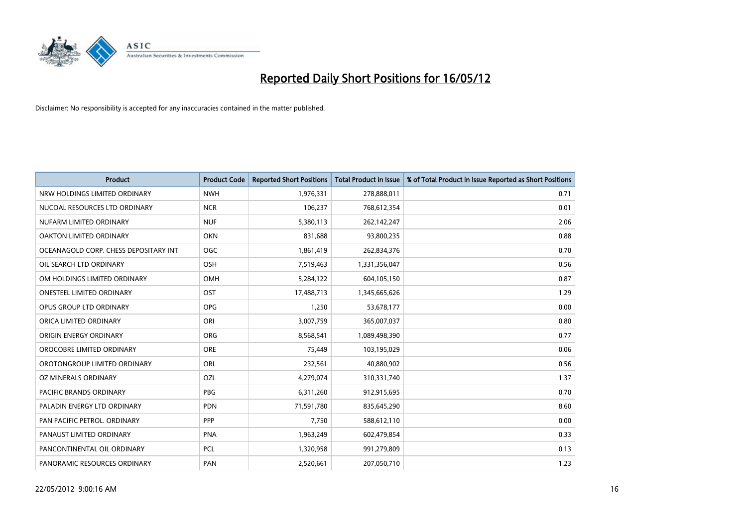# Reported Daily Short Positions for 16/05/12

Disclaimer: No responsibility is accepted for any inaccuracies contained in the matter published.

| Product | Product Code | Reported Short Positions | Total Product in Issue | % of Total Product in Issue Reported as Short Positions |
|---|---|---|---|---|
| NRW HOLDINGS LIMITED ORDINARY | NWH | 1,976,331 | 278,888,011 | 0.71 |
| NUCOAL RESOURCES LTD ORDINARY | NCR | 106,237 | 768,612,354 | 0.01 |
| NUFARM LIMITED ORDINARY | NUF | 5,380,113 | 262,142,247 | 2.06 |
| OAKTON LIMITED ORDINARY | OKN | 831,688 | 93,800,235 | 0.88 |
| OCEANAGOLD CORP. CHESS DEPOSITARY INT | OGC | 1,861,419 | 262,834,376 | 0.70 |
| OIL SEARCH LTD ORDINARY | OSH | 7,519,463 | 1,331,356,047 | 0.56 |
| OM HOLDINGS LIMITED ORDINARY | OMH | 5,284,122 | 604,105,150 | 0.87 |
| ONESTEEL LIMITED ORDINARY | OST | 17,488,713 | 1,345,665,626 | 1.29 |
| OPUS GROUP LTD ORDINARY | OPG | 1,250 | 53,678,177 | 0.00 |
| ORICA LIMITED ORDINARY | ORI | 3,007,759 | 365,007,037 | 0.80 |
| ORIGIN ENERGY ORDINARY | ORG | 8,568,541 | 1,089,498,390 | 0.77 |
| OROCOBRE LIMITED ORDINARY | ORE | 75,449 | 103,195,029 | 0.06 |
| OROTONGROUP LIMITED ORDINARY | ORL | 232,561 | 40,880,902 | 0.56 |
| OZ MINERALS ORDINARY | OZL | 4,279,074 | 310,331,740 | 1.37 |
| PACIFIC BRANDS ORDINARY | PBG | 6,311,260 | 912,915,695 | 0.70 |
| PALADIN ENERGY LTD ORDINARY | PDN | 71,591,780 | 835,645,290 | 8.60 |
| PAN PACIFIC PETROL. ORDINARY | PPP | 7,750 | 588,612,110 | 0.00 |
| PANAUST LIMITED ORDINARY | PNA | 1,963,249 | 602,479,854 | 0.33 |
| PANCONTINENTAL OIL ORDINARY | PCL | 1,320,958 | 991,279,809 | 0.13 |
| PANORAMIC RESOURCES ORDINARY | PAN | 2,520,661 | 207,050,710 | 1.23 |

22/05/2012 9:00:16 AM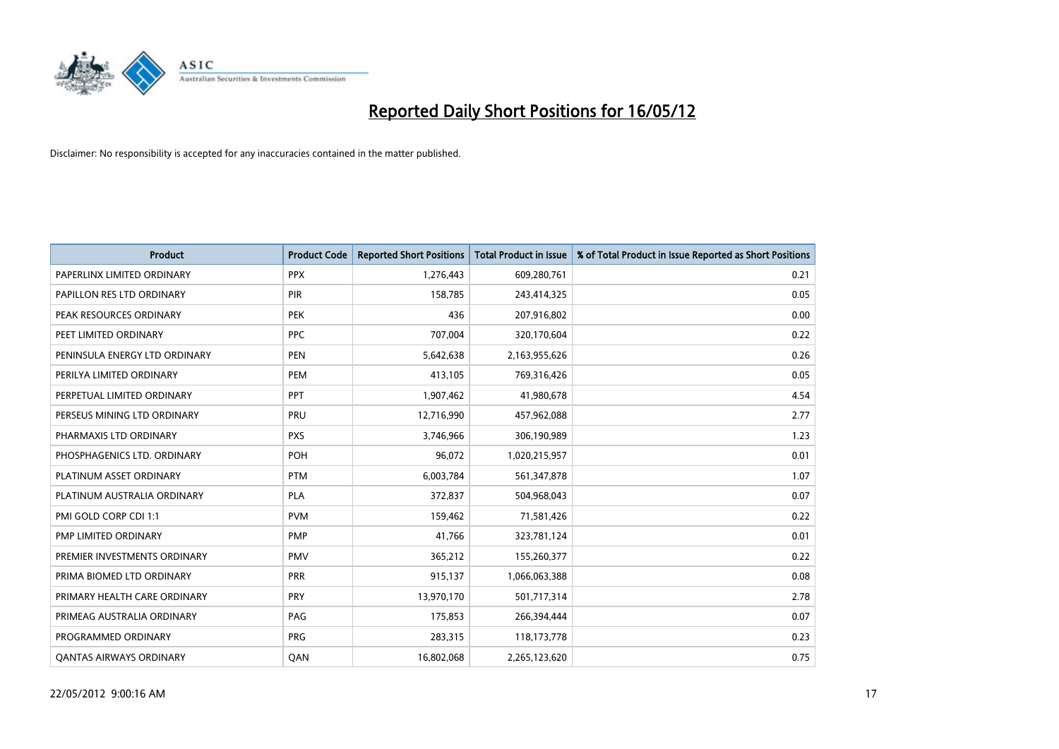# Reported Daily Short Positions for 16/05/12

Disclaimer: No responsibility is accepted for any inaccuracies contained in the matter published.

| Product | Product Code | Reported Short Positions | Total Product in Issue | % of Total Product in Issue Reported as Short Positions |
|---|---|---|---|---|
| PAPERLINX LIMITED ORDINARY | PPX | 1,276,443 | 609,280,761 | 0.21 |
| PAPILLON RES LTD ORDINARY | PIR | 158,785 | 243,414,325 | 0.05 |
| PEAK RESOURCES ORDINARY | PEK | 436 | 207,916,802 | 0.00 |
| PEET LIMITED ORDINARY | PPC | 707,004 | 320,170,604 | 0.22 |
| PENINSULA ENERGY LTD ORDINARY | PEN | 5,642,638 | 2,163,955,626 | 0.26 |
| PERILYA LIMITED ORDINARY | PEM | 413,105 | 769,316,426 | 0.05 |
| PERPETUAL LIMITED ORDINARY | PPT | 1,907,462 | 41,980,678 | 4.54 |
| PERSEUS MINING LTD ORDINARY | PRU | 12,716,990 | 457,962,088 | 2.77 |
| PHARMAXIS LTD ORDINARY | PXS | 3,746,966 | 306,190,989 | 1.23 |
| PHOSPHAGENICS LTD. ORDINARY | POH | 96,072 | 1,020,215,957 | 0.01 |
| PLATINUM ASSET ORDINARY | PTM | 6,003,784 | 561,347,878 | 1.07 |
| PLATINUM AUSTRALIA ORDINARY | PLA | 372,837 | 504,968,043 | 0.07 |
| PMI GOLD CORP CDI 1:1 | PVM | 159,462 | 71,581,426 | 0.22 |
| PMP LIMITED ORDINARY | PMP | 41,766 | 323,781,124 | 0.01 |
| PREMIER INVESTMENTS ORDINARY | PMV | 365,212 | 155,260,377 | 0.22 |
| PRIMA BIOMED LTD ORDINARY | PRR | 915,137 | 1,066,063,388 | 0.08 |
| PRIMARY HEALTH CARE ORDINARY | PRY | 13,970,170 | 501,717,314 | 2.78 |
| PRIMEAG AUSTRALIA ORDINARY | PAG | 175,853 | 266,394,444 | 0.07 |
| PROGRAMMED ORDINARY | PRG | 283,315 | 118,173,778 | 0.23 |
| QANTAS AIRWAYS ORDINARY | QAN | 16,802,068 | 2,265,123,620 | 0.75 |

22/05/2012 9:00:16 AM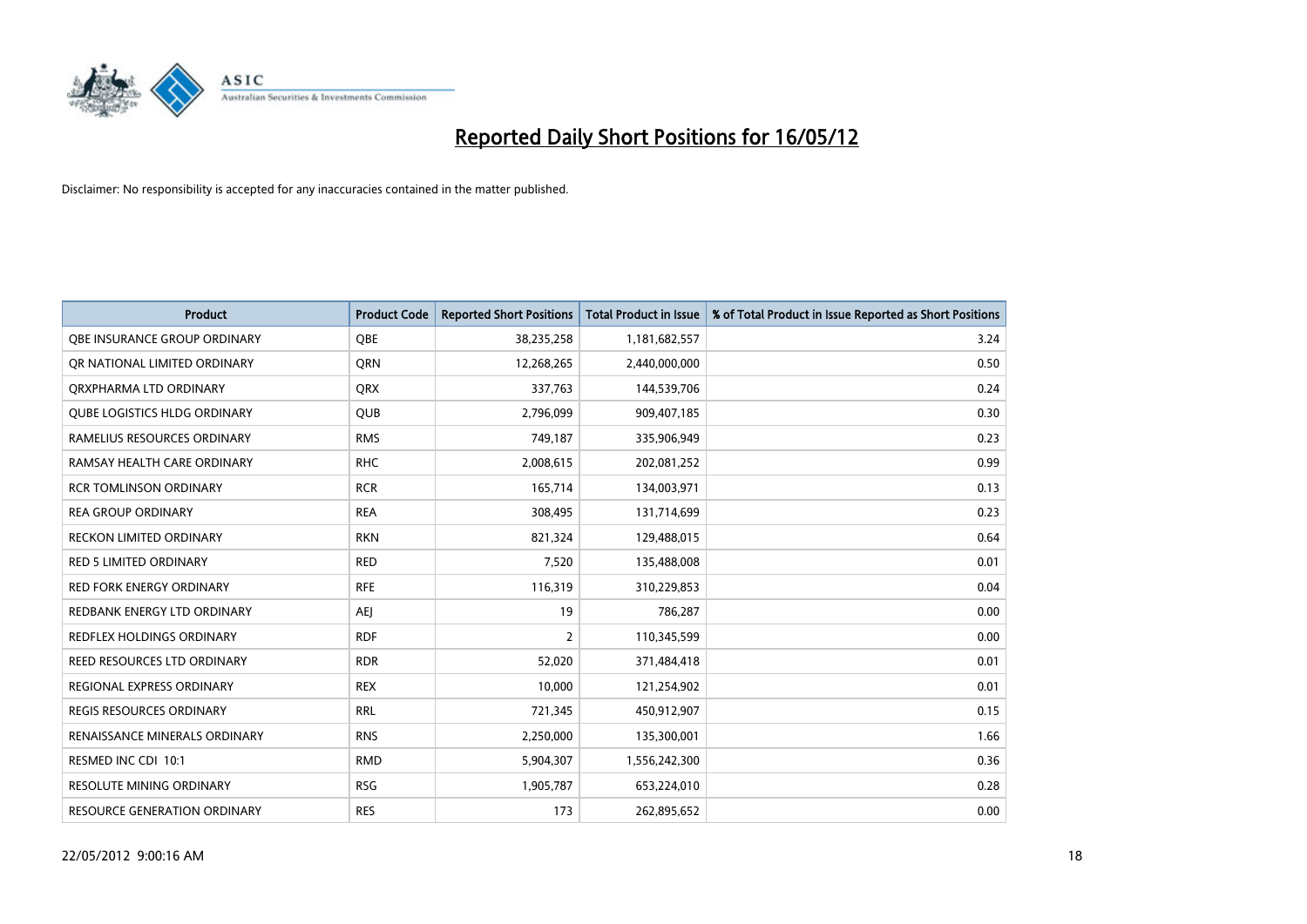# Reported Daily Short Positions for 16/05/12

Disclaimer: No responsibility is accepted for any inaccuracies contained in the matter published.

| Product | Product Code | Reported Short Positions | Total Product in Issue | % of Total Product in Issue Reported as Short Positions |
|---|---|---|---|---|
| QBE INSURANCE GROUP ORDINARY | QBE | 38,235,258 | 1,181,682,557 | 3.24 |
| QR NATIONAL LIMITED ORDINARY | QRN | 12,268,265 | 2,440,000,000 | 0.50 |
| QRXPHARMA LTD ORDINARY | QRX | 337,763 | 144,539,706 | 0.24 |
| QUBE LOGISTICS HLDG ORDINARY | QUB | 2,796,099 | 909,407,185 | 0.30 |
| RAMELIUS RESOURCES ORDINARY | RMS | 749,187 | 335,906,949 | 0.23 |
| RAMSAY HEALTH CARE ORDINARY | RHC | 2,008,615 | 202,081,252 | 0.99 |
| RCR TOMLINSON ORDINARY | RCR | 165,714 | 134,003,971 | 0.13 |
| REA GROUP ORDINARY | REA | 308,495 | 131,714,699 | 0.23 |
| RECKON LIMITED ORDINARY | RKN | 821,324 | 129,488,015 | 0.64 |
| RED 5 LIMITED ORDINARY | RED | 7,520 | 135,488,008 | 0.01 |
| RED FORK ENERGY ORDINARY | RFE | 116,319 | 310,229,853 | 0.04 |
| REDBANK ENERGY LTD ORDINARY | AEJ | 19 | 786,287 | 0.00 |
| REDFLEX HOLDINGS ORDINARY | RDF | 2 | 110,345,599 | 0.00 |
| REED RESOURCES LTD ORDINARY | RDR | 52,020 | 371,484,418 | 0.01 |
| REGIONAL EXPRESS ORDINARY | REX | 10,000 | 121,254,902 | 0.01 |
| REGIS RESOURCES ORDINARY | RRL | 721,345 | 450,912,907 | 0.15 |
| RENAISSANCE MINERALS ORDINARY | RNS | 2,250,000 | 135,300,001 | 1.66 |
| RESMED INC CDI 10:1 | RMD | 5,904,307 | 1,556,242,300 | 0.36 |
| RESOLUTE MINING ORDINARY | RSG | 1,905,787 | 653,224,010 | 0.28 |
| RESOURCE GENERATION ORDINARY | RES | 173 | 262,895,652 | 0.00 |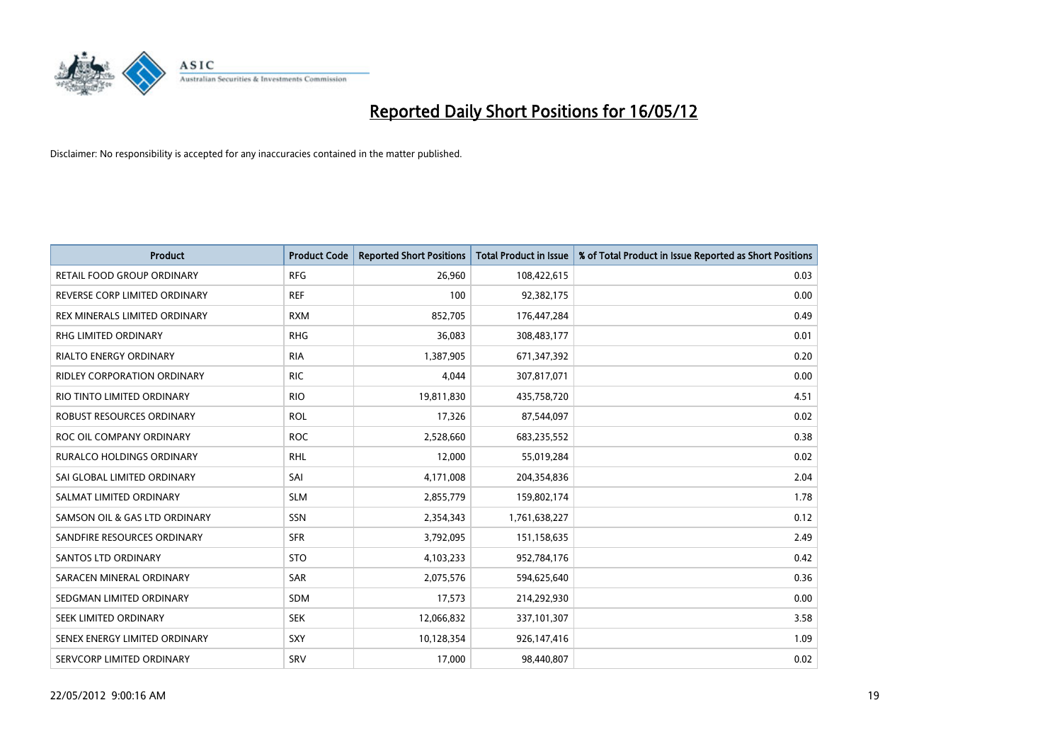# Reported Daily Short Positions for 16/05/12

Disclaimer: No responsibility is accepted for any inaccuracies contained in the matter published.

| Product | Product Code | Reported Short Positions | Total Product in Issue | % of Total Product in Issue Reported as Short Positions |
|---|---|---|---|---|
| RETAIL FOOD GROUP ORDINARY | RFG | 26,960 | 108,422,615 | 0.03 |
| REVERSE CORP LIMITED ORDINARY | REF | 100 | 92,382,175 | 0.00 |
| REX MINERALS LIMITED ORDINARY | RXM | 852,705 | 176,447,284 | 0.49 |
| RHG LIMITED ORDINARY | RHG | 36,083 | 308,483,177 | 0.01 |
| RIALTO ENERGY ORDINARY | RIA | 1,387,905 | 671,347,392 | 0.20 |
| RIDLEY CORPORATION ORDINARY | RIC | 4,044 | 307,817,071 | 0.00 |
| RIO TINTO LIMITED ORDINARY | RIO | 19,811,830 | 435,758,720 | 4.51 |
| ROBUST RESOURCES ORDINARY | ROL | 17,326 | 87,544,097 | 0.02 |
| ROC OIL COMPANY ORDINARY | ROC | 2,528,660 | 683,235,552 | 0.38 |
| RURALCO HOLDINGS ORDINARY | RHL | 12,000 | 55,019,284 | 0.02 |
| SAI GLOBAL LIMITED ORDINARY | SAI | 4,171,008 | 204,354,836 | 2.04 |
| SALMAT LIMITED ORDINARY | SLM | 2,855,779 | 159,802,174 | 1.78 |
| SAMSON OIL & GAS LTD ORDINARY | SSN | 2,354,343 | 1,761,638,227 | 0.12 |
| SANDFIRE RESOURCES ORDINARY | SFR | 3,792,095 | 151,158,635 | 2.49 |
| SANTOS LTD ORDINARY | STO | 4,103,233 | 952,784,176 | 0.42 |
| SARACEN MINERAL ORDINARY | SAR | 2,075,576 | 594,625,640 | 0.36 |
| SEDGMAN LIMITED ORDINARY | SDM | 17,573 | 214,292,930 | 0.00 |
| SEEK LIMITED ORDINARY | SEK | 12,066,832 | 337,101,307 | 3.58 |
| SENEX ENERGY LIMITED ORDINARY | SXY | 10,128,354 | 926,147,416 | 1.09 |
| SERVCORP LIMITED ORDINARY | SRV | 17,000 | 98,440,807 | 0.02 |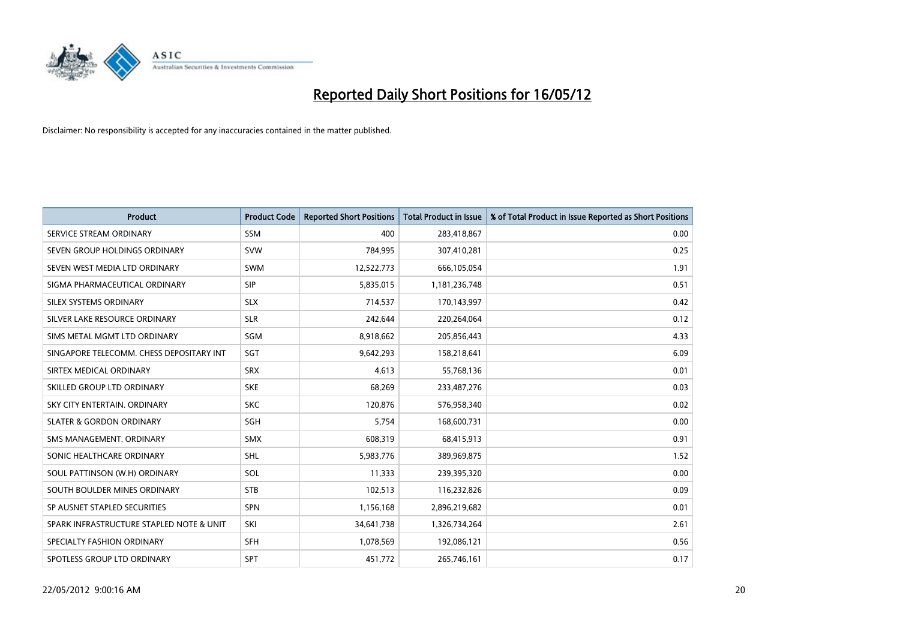# Reported Daily Short Positions for 16/05/12

Disclaimer: No responsibility is accepted for any inaccuracies contained in the matter published.

| Product | Product Code | Reported Short Positions | Total Product in Issue | % of Total Product in Issue Reported as Short Positions |
|---|---|---|---|---|
| SERVICE STREAM ORDINARY | SSM | 400 | 283,418,867 | 0.00 |
| SEVEN GROUP HOLDINGS ORDINARY | SVW | 784,995 | 307,410,281 | 0.25 |
| SEVEN WEST MEDIA LTD ORDINARY | SWM | 12,522,773 | 666,105,054 | 1.91 |
| SIGMA PHARMACEUTICAL ORDINARY | SIP | 5,835,015 | 1,181,236,748 | 0.51 |
| SILEX SYSTEMS ORDINARY | SLX | 714,537 | 170,143,997 | 0.42 |
| SILVER LAKE RESOURCE ORDINARY | SLR | 242,644 | 220,264,064 | 0.12 |
| SIMS METAL MGMT LTD ORDINARY | SGM | 8,918,662 | 205,856,443 | 4.33 |
| SINGAPORE TELECOMM. CHESS DEPOSITARY INT | SGT | 9,642,293 | 158,218,641 | 6.09 |
| SIRTEX MEDICAL ORDINARY | SRX | 4,613 | 55,768,136 | 0.01 |
| SKILLED GROUP LTD ORDINARY | SKE | 68,269 | 233,487,276 | 0.03 |
| SKY CITY ENTERTAIN. ORDINARY | SKC | 120,876 | 576,958,340 | 0.02 |
| SLATER & GORDON ORDINARY | SGH | 5,754 | 168,600,731 | 0.00 |
| SMS MANAGEMENT. ORDINARY | SMX | 608,319 | 68,415,913 | 0.91 |
| SONIC HEALTHCARE ORDINARY | SHL | 5,983,776 | 389,969,875 | 1.52 |
| SOUL PATTINSON (W.H) ORDINARY | SOL | 11,333 | 239,395,320 | 0.00 |
| SOUTH BOULDER MINES ORDINARY | STB | 102,513 | 116,232,826 | 0.09 |
| SP AUSNET STAPLED SECURITIES | SPN | 1,156,168 | 2,896,219,682 | 0.01 |
| SPARK INFRASTRUCTURE STAPLED NOTE & UNIT | SKI | 34,641,738 | 1,326,734,264 | 2.61 |
| SPECIALTY FASHION ORDINARY | SFH | 1,078,569 | 192,086,121 | 0.56 |
| SPOTLESS GROUP LTD ORDINARY | SPT | 451,772 | 265,746,161 | 0.17 |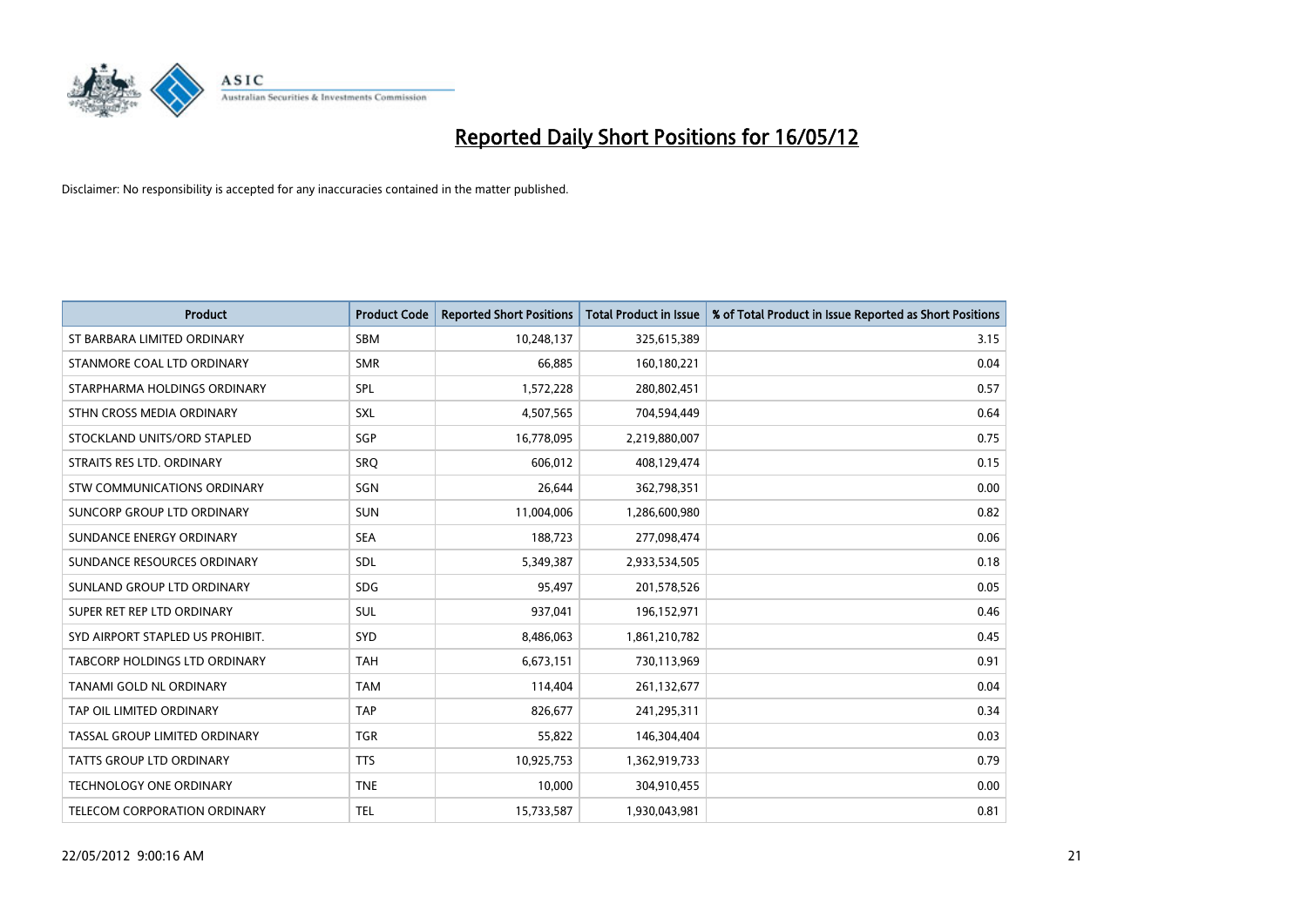# Reported Daily Short Positions for 16/05/12

Disclaimer: No responsibility is accepted for any inaccuracies contained in the matter published.

| Product | Product Code | Reported Short Positions | Total Product in Issue | % of Total Product in Issue Reported as Short Positions |
|---|---|---|---|---|
| ST BARBARA LIMITED ORDINARY | SBM | 10,248,137 | 325,615,389 | 3.15 |
| STANMORE COAL LTD ORDINARY | SMR | 66,885 | 160,180,221 | 0.04 |
| STARPHARMA HOLDINGS ORDINARY | SPL | 1,572,228 | 280,802,451 | 0.57 |
| STHN CROSS MEDIA ORDINARY | SXL | 4,507,565 | 704,594,449 | 0.64 |
| STOCKLAND UNITS/ORD STAPLED | SGP | 16,778,095 | 2,219,880,007 | 0.75 |
| STRAITS RES LTD. ORDINARY | SRQ | 606,012 | 408,129,474 | 0.15 |
| STW COMMUNICATIONS ORDINARY | SGN | 26,644 | 362,798,351 | 0.00 |
| SUNCORP GROUP LTD ORDINARY | SUN | 11,004,006 | 1,286,600,980 | 0.82 |
| SUNDANCE ENERGY ORDINARY | SEA | 188,723 | 277,098,474 | 0.06 |
| SUNDANCE RESOURCES ORDINARY | SDL | 5,349,387 | 2,933,534,505 | 0.18 |
| SUNLAND GROUP LTD ORDINARY | SDG | 95,497 | 201,578,526 | 0.05 |
| SUPER RET REP LTD ORDINARY | SUL | 937,041 | 196,152,971 | 0.46 |
| SYD AIRPORT STAPLED US PROHIBIT. | SYD | 8,486,063 | 1,861,210,782 | 0.45 |
| TABCORP HOLDINGS LTD ORDINARY | TAH | 6,673,151 | 730,113,969 | 0.91 |
| TANAMI GOLD NL ORDINARY | TAM | 114,404 | 261,132,677 | 0.04 |
| TAP OIL LIMITED ORDINARY | TAP | 826,677 | 241,295,311 | 0.34 |
| TASSAL GROUP LIMITED ORDINARY | TGR | 55,822 | 146,304,404 | 0.03 |
| TATTS GROUP LTD ORDINARY | TTS | 10,925,753 | 1,362,919,733 | 0.79 |
| TECHNOLOGY ONE ORDINARY | TNE | 10,000 | 304,910,455 | 0.00 |
| TELECOM CORPORATION ORDINARY | TEL | 15,733,587 | 1,930,043,981 | 0.81 |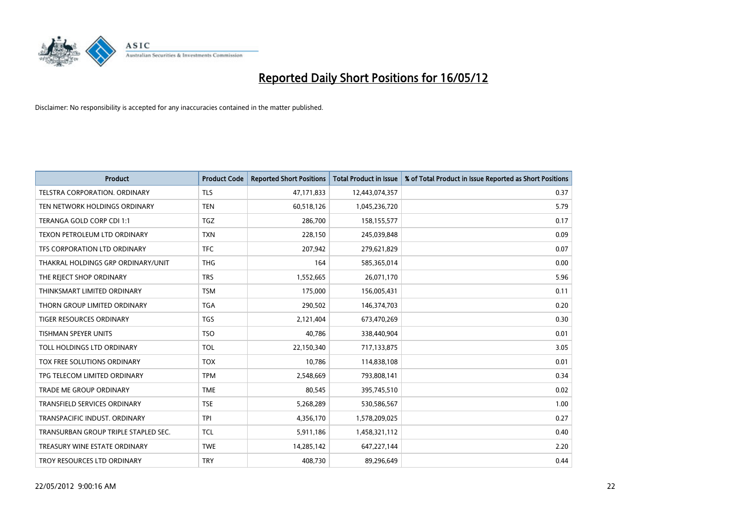# Reported Daily Short Positions for 16/05/12

Disclaimer: No responsibility is accepted for any inaccuracies contained in the matter published.

| Product | Product Code | Reported Short Positions | Total Product in Issue | % of Total Product in Issue Reported as Short Positions |
| --- | --- | --- | --- | --- |
| TELSTRA CORPORATION. ORDINARY | TLS | 47,171,833 | 12,443,074,357 | 0.37 |
| TEN NETWORK HOLDINGS ORDINARY | TEN | 60,518,126 | 1,045,236,720 | 5.79 |
| TERANGA GOLD CORP CDI 1:1 | TGZ | 286,700 | 158,155,577 | 0.17 |
| TEXON PETROLEUM LTD ORDINARY | TXN | 228,150 | 245,039,848 | 0.09 |
| TFS CORPORATION LTD ORDINARY | TFC | 207,942 | 279,621,829 | 0.07 |
| THAKRAL HOLDINGS GRP ORDINARY/UNIT | THG | 164 | 585,365,014 | 0.00 |
| THE REJECT SHOP ORDINARY | TRS | 1,552,665 | 26,071,170 | 5.96 |
| THINKSMART LIMITED ORDINARY | TSM | 175,000 | 156,005,431 | 0.11 |
| THORN GROUP LIMITED ORDINARY | TGA | 290,502 | 146,374,703 | 0.20 |
| TIGER RESOURCES ORDINARY | TGS | 2,121,404 | 673,470,269 | 0.30 |
| TISHMAN SPEYER UNITS | TSO | 40,786 | 338,440,904 | 0.01 |
| TOLL HOLDINGS LTD ORDINARY | TOL | 22,150,340 | 717,133,875 | 3.05 |
| TOX FREE SOLUTIONS ORDINARY | TOX | 10,786 | 114,838,108 | 0.01 |
| TPG TELECOM LIMITED ORDINARY | TPM | 2,548,669 | 793,808,141 | 0.34 |
| TRADE ME GROUP ORDINARY | TME | 80,545 | 395,745,510 | 0.02 |
| TRANSFIELD SERVICES ORDINARY | TSE | 5,268,289 | 530,586,567 | 1.00 |
| TRANSPACIFIC INDUST. ORDINARY | TPI | 4,356,170 | 1,578,209,025 | 0.27 |
| TRANSURBAN GROUP TRIPLE STAPLED SEC. | TCL | 5,911,186 | 1,458,321,112 | 0.40 |
| TREASURY WINE ESTATE ORDINARY | TWE | 14,285,142 | 647,227,144 | 2.20 |
| TROY RESOURCES LTD ORDINARY | TRY | 408,730 | 89,296,649 | 0.44 |

22/05/2012 9:00:16 AM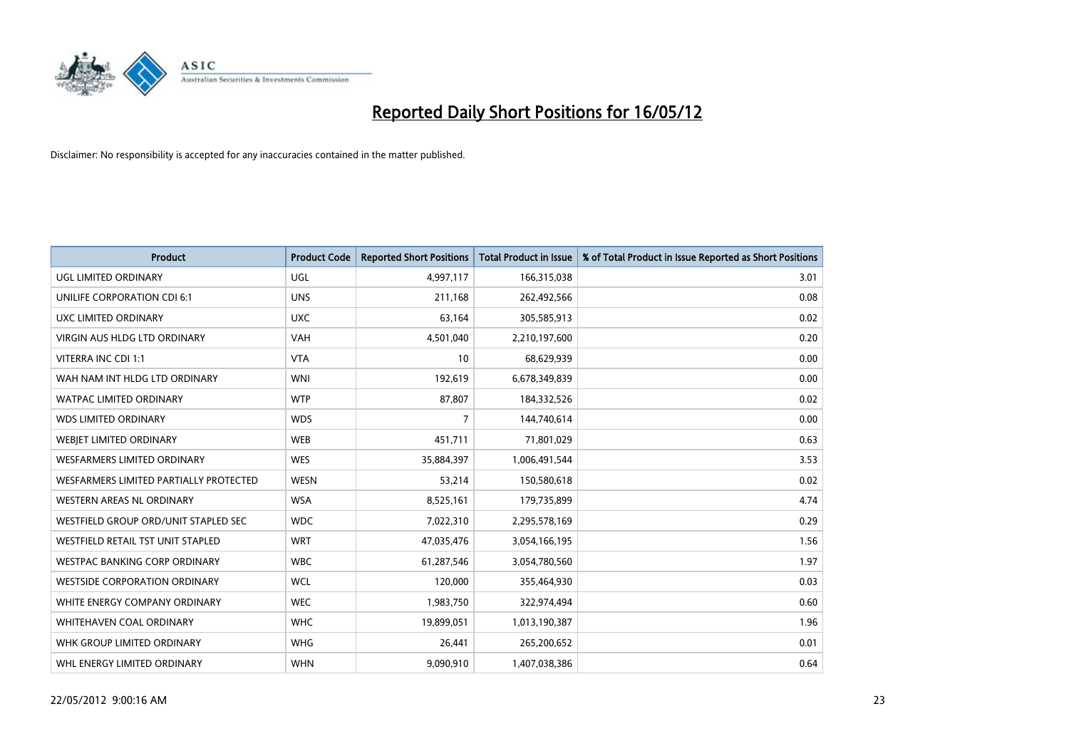# Reported Daily Short Positions for 16/05/12

Disclaimer: No responsibility is accepted for any inaccuracies contained in the matter published.

| Product | Product Code | Reported Short Positions | Total Product in Issue | % of Total Product in Issue Reported as Short Positions |
|---|---|---|---|---|
| UGL LIMITED ORDINARY | UGL | 4,997,117 | 166,315,038 | 3.01 |
| UNILIFE CORPORATION CDI 6:1 | UNS | 211,168 | 262,492,566 | 0.08 |
| UXC LIMITED ORDINARY | UXC | 63,164 | 305,585,913 | 0.02 |
| VIRGIN AUS HLDG LTD ORDINARY | VAH | 4,501,040 | 2,210,197,600 | 0.20 |
| VITERRA INC CDI 1:1 | VTA | 10 | 68,629,939 | 0.00 |
| WAH NAM INT HLDG LTD ORDINARY | WNI | 192,619 | 6,678,349,839 | 0.00 |
| WATPAC LIMITED ORDINARY | WTP | 87,807 | 184,332,526 | 0.02 |
| WDS LIMITED ORDINARY | WDS | 7 | 144,740,614 | 0.00 |
| WEBJET LIMITED ORDINARY | WEB | 451,711 | 71,801,029 | 0.63 |
| WESFARMERS LIMITED ORDINARY | WES | 35,884,397 | 1,006,491,544 | 3.53 |
| WESFARMERS LIMITED PARTIALLY PROTECTED | WESN | 53,214 | 150,580,618 | 0.02 |
| WESTERN AREAS NL ORDINARY | WSA | 8,525,161 | 179,735,899 | 4.74 |
| WESTFIELD GROUP ORD/UNIT STAPLED SEC | WDC | 7,022,310 | 2,295,578,169 | 0.29 |
| WESTFIELD RETAIL TST UNIT STAPLED | WRT | 47,035,476 | 3,054,166,195 | 1.56 |
| WESTPAC BANKING CORP ORDINARY | WBC | 61,287,546 | 3,054,780,560 | 1.97 |
| WESTSIDE CORPORATION ORDINARY | WCL | 120,000 | 355,464,930 | 0.03 |
| WHITE ENERGY COMPANY ORDINARY | WEC | 1,983,750 | 322,974,494 | 0.60 |
| WHITEHAVEN COAL ORDINARY | WHC | 19,899,051 | 1,013,190,387 | 1.96 |
| WHK GROUP LIMITED ORDINARY | WHG | 26,441 | 265,200,652 | 0.01 |
| WHL ENERGY LIMITED ORDINARY | WHN | 9,090,910 | 1,407,038,386 | 0.64 |

22/05/2012 9:00:16 AM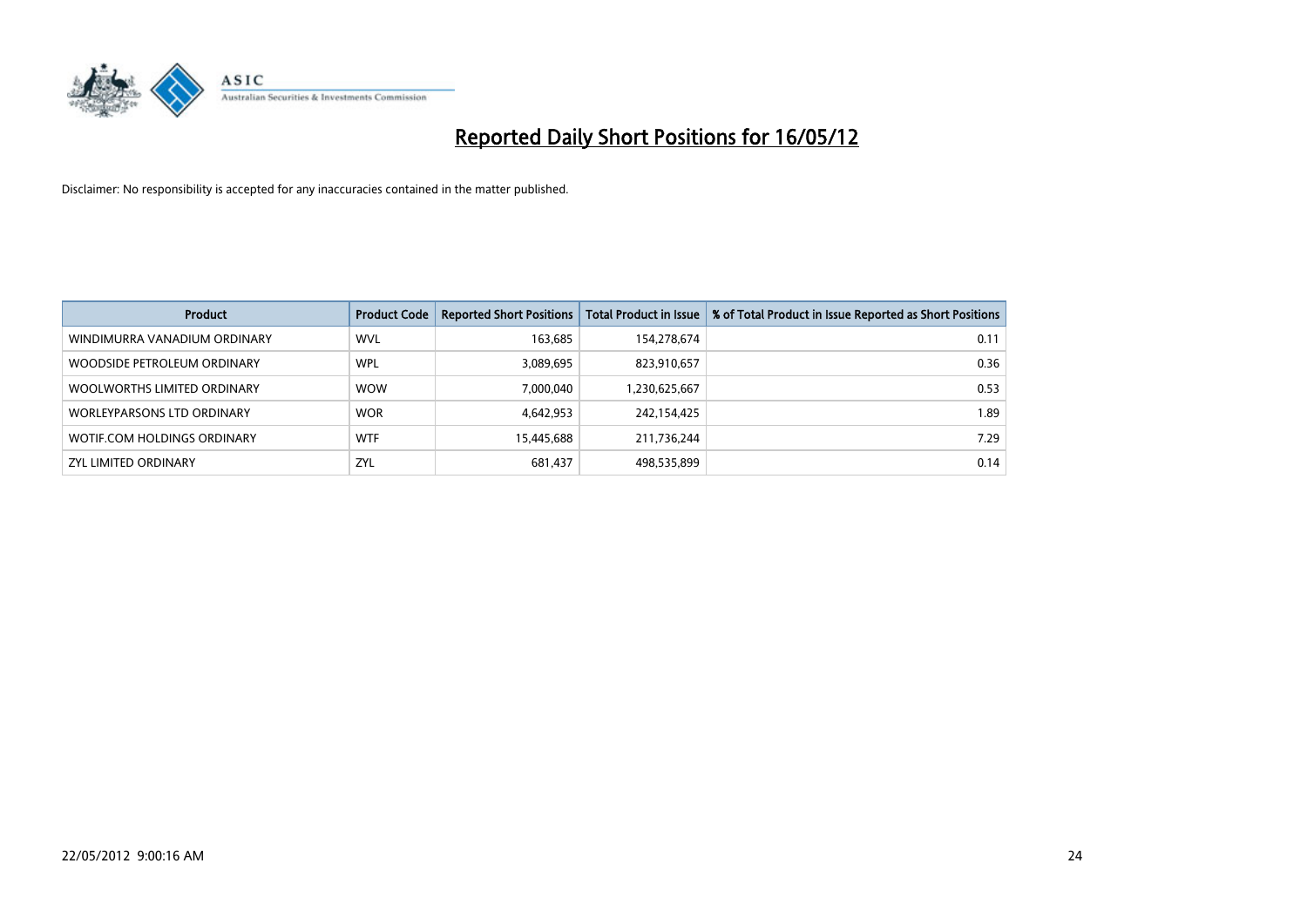# Reported Daily Short Positions for 16/05/12

Disclaimer: No responsibility is accepted for any inaccuracies contained in the matter published.

| Product | Product Code | Reported Short Positions | Total Product in Issue | % of Total Product in Issue Reported as Short Positions |
|---|---|---|---|---|
| WINDIMURRA VANADIUM ORDINARY | WVL | 163,685 | 154,278,674 | 0.11 |
| WOODSIDE PETROLEUM ORDINARY | WPL | 3,089,695 | 823,910,657 | 0.36 |
| WOOLWORTHS LIMITED ORDINARY | WOW | 7,000,040 | 1,230,625,667 | 0.53 |
| WORLEYPARSONS LTD ORDINARY | WOR | 4,642,953 | 242,154,425 | 1.89 |
| WOTIF.COM HOLDINGS ORDINARY | WTF | 15,445,688 | 211,736,244 | 7.29 |
| ZYL LIMITED ORDINARY | ZYL | 681,437 | 498,535,899 | 0.14 |

22/05/2012 9:00:16 AM